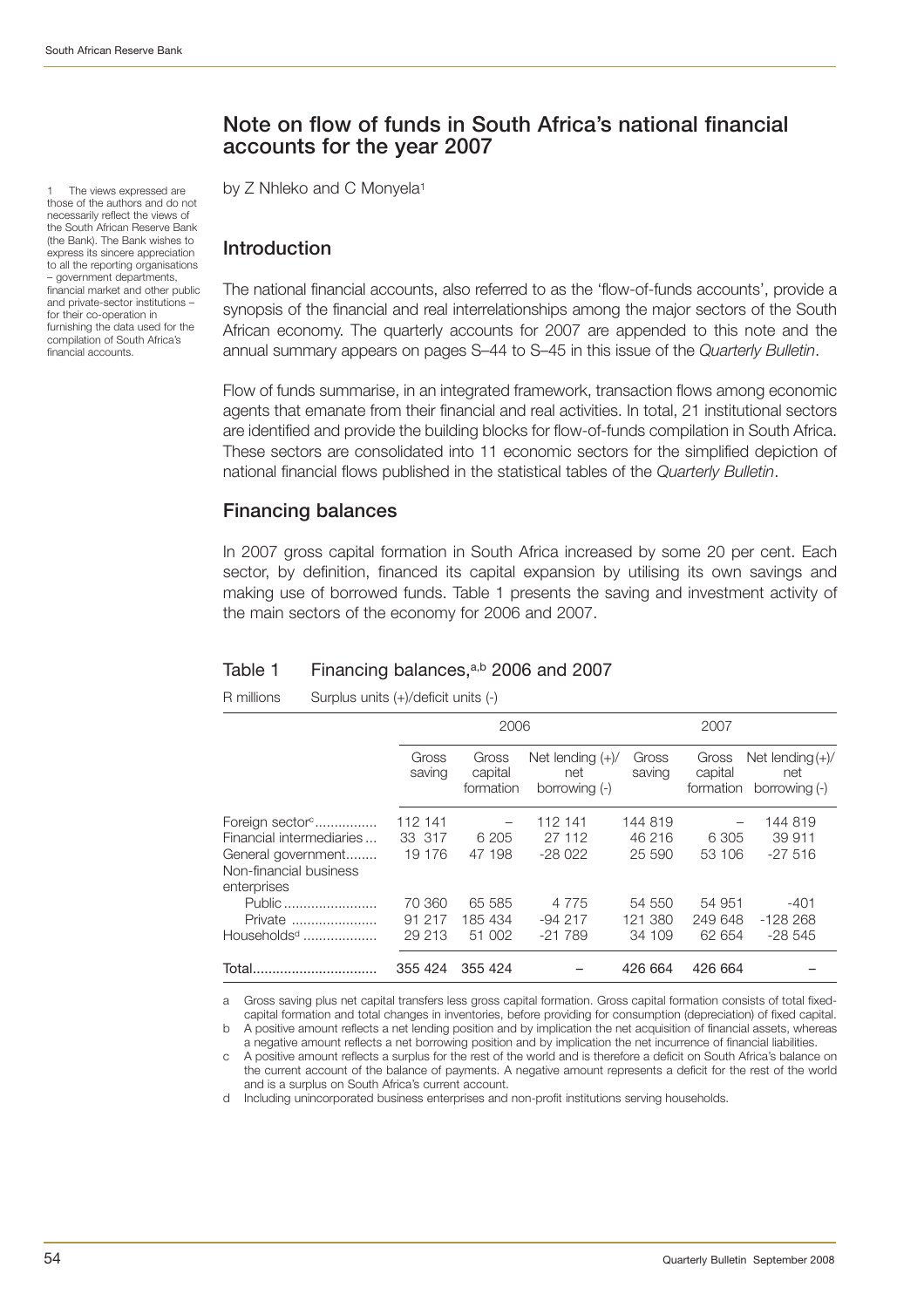# Note on flow of funds in South Africa's national financial accounts for the year 2007

by Z Nhleko and C Monyela[1]

[1] The views expressed are those of the authors and do not necessarily reflect the views of the South African Reserve Bank (the Bank). The Bank wishes to express its sincere appreciation to all the reporting organisations – government departments, financial market and other public and private-sector institutions – for their co-operation in furnishing the data used for the compilation of South Africa's financial accounts.

## Introduction

The national financial accounts, also referred to as the 'flow-of-funds accounts', provide a synopsis of the financial and real interrelationships among the major sectors of the South African economy. The quarterly accounts for 2007 are appended to this note and the annual summary appears on pages S–44 to S–45 in this issue of the *Quarterly Bulletin*.

Flow of funds summarise, in an integrated framework, transaction flows among economic agents that emanate from their financial and real activities. In total, 21 institutional sectors are identified and provide the building blocks for flow-of-funds compilation in South Africa. These sectors are consolidated into 11 economic sectors for the simplified depiction of national financial flows published in the statistical tables of the *Quarterly Bulletin*.

## Financing balances

In 2007 gross capital formation in South Africa increased by some 20 per cent. Each sector, by definition, financed its capital expansion by utilising its own savings and making use of borrowed funds. Table 1 presents the saving and investment activity of the main sectors of the economy for 2006 and 2007.

### Table 1 Financing balances,[a,b] 2006 and 2007

R millions   Surplus units (+)/deficit units (-)

| | 2006 | | | 2007 | | |
|---|---|---|---|---|---|---|
| | Gross saving | Gross capital formation | Net lending (+)/ net borrowing (-) | Gross saving | Gross capital formation | Net lending (+)/ net borrowing (-) |
| Foreign sector[c] | 112 141 | – | 112 141 | 144 819 | – | 144 819 |
| Financial intermediaries | 33 317 | 6 205 | 27 112 | 46 216 | 6 305 | 39 911 |
| General government | 19 176 | 47 198 | -28 022 | 25 590 | 53 106 | -27 516 |
| Non-financial business enterprises | | | | | | |
| Public | 70 360 | 65 585 | 4 775 | 54 550 | 54 951 | -401 |
| Private | 91 217 | 185 434 | -94 217 | 121 380 | 249 648 | -128 268 |
| Households[d] | 29 213 | 51 002 | -21 789 | 34 109 | 62 654 | -28 545 |
| Total | 355 424 | 355 424 | – | 426 664 | 426 664 | – |

a Gross saving plus net capital transfers less gross capital formation. Gross capital formation consists of total fixed-capital formation and total changes in inventories, before providing for consumption (depreciation) of fixed capital.

b A positive amount reflects a net lending position and by implication the net acquisition of financial assets, whereas a negative amount reflects a net borrowing position and by implication the net incurrence of financial liabilities.

c A positive amount reflects a surplus for the rest of the world and is therefore a deficit on South Africa's balance on the current account of the balance of payments. A negative amount represents a deficit for the rest of the world and is a surplus on South Africa's current account.

d Including unincorporated business enterprises and non-profit institutions serving households.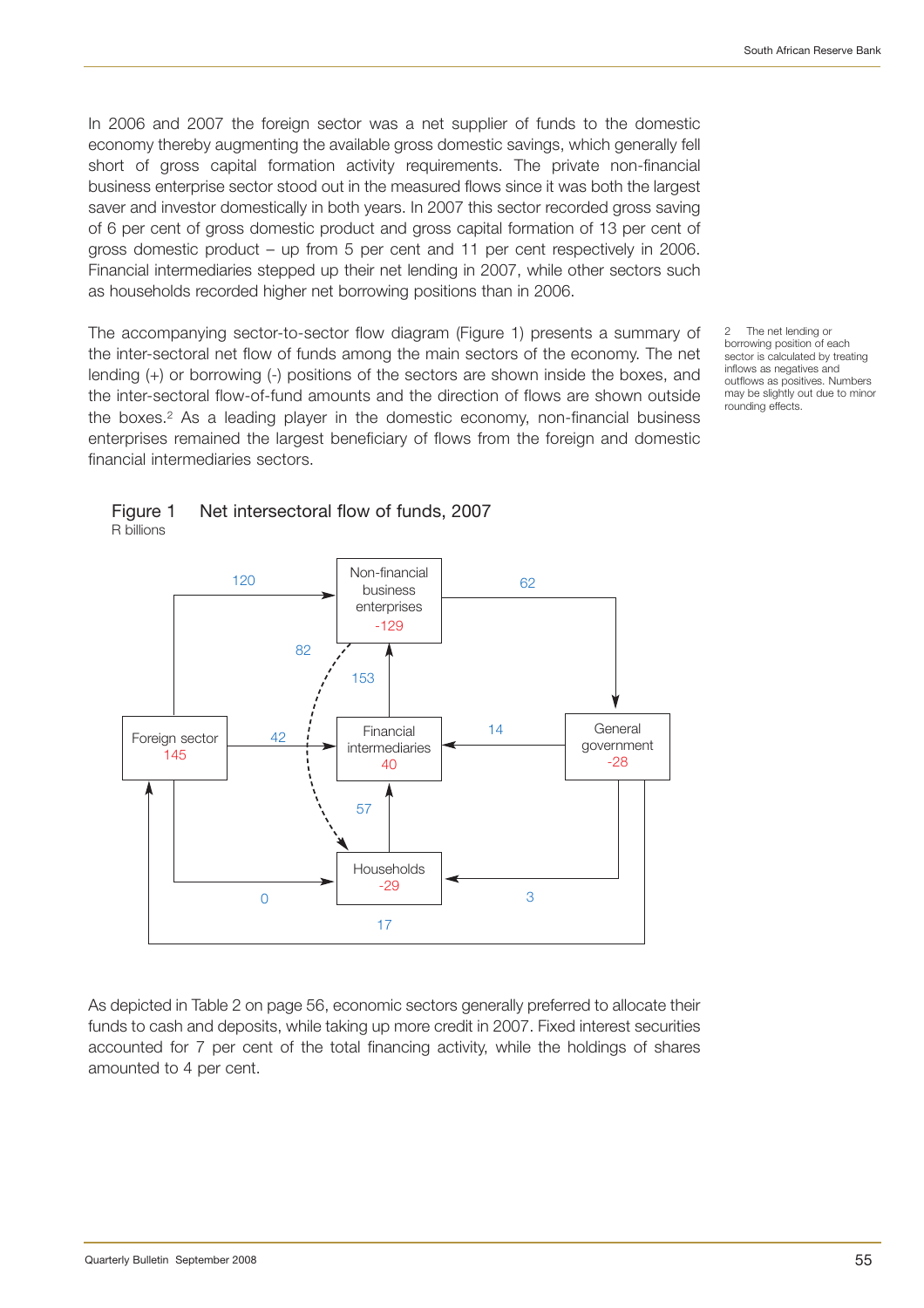In 2006 and 2007 the foreign sector was a net supplier of funds to the domestic economy thereby augmenting the available gross domestic savings, which generally fell short of gross capital formation activity requirements. The private non-financial business enterprise sector stood out in the measured flows since it was both the largest saver and investor domestically in both years. In 2007 this sector recorded gross saving of 6 per cent of gross domestic product and gross capital formation of 13 per cent of gross domestic product – up from 5 per cent and 11 per cent respectively in 2006. Financial intermediaries stepped up their net lending in 2007, while other sectors such as households recorded higher net borrowing positions than in 2006.

The accompanying sector-to-sector flow diagram (Figure 1) presents a summary of the inter-sectoral net flow of funds among the main sectors of the economy. The net lending (+) or borrowing (-) positions of the sectors are shown inside the boxes, and the inter-sectoral flow-of-fund amounts and the direction of flows are shown outside the boxes.[2] As a leading player in the domestic economy, non-financial business enterprises remained the largest beneficiary of flows from the foreign and domestic financial intermediaries sectors.

2 The net lending or borrowing position of each sector is calculated by treating inflows as negatives and outflows as positives. Numbers may be slightly out due to minor rounding effects.

Figure 1 Net intersectoral flow of funds, 2007
R billions

Non-financial business enterprises -129

Financial intermediaries 40

General government -28

Foreign sector 145

Households -29

120, 62, 82, 153, 42, 14, 57, 0, 3, 17

As depicted in Table 2 on page 56, economic sectors generally preferred to allocate their funds to cash and deposits, while taking up more credit in 2007. Fixed interest securities accounted for 7 per cent of the total financing activity, while the holdings of shares amounted to 4 per cent.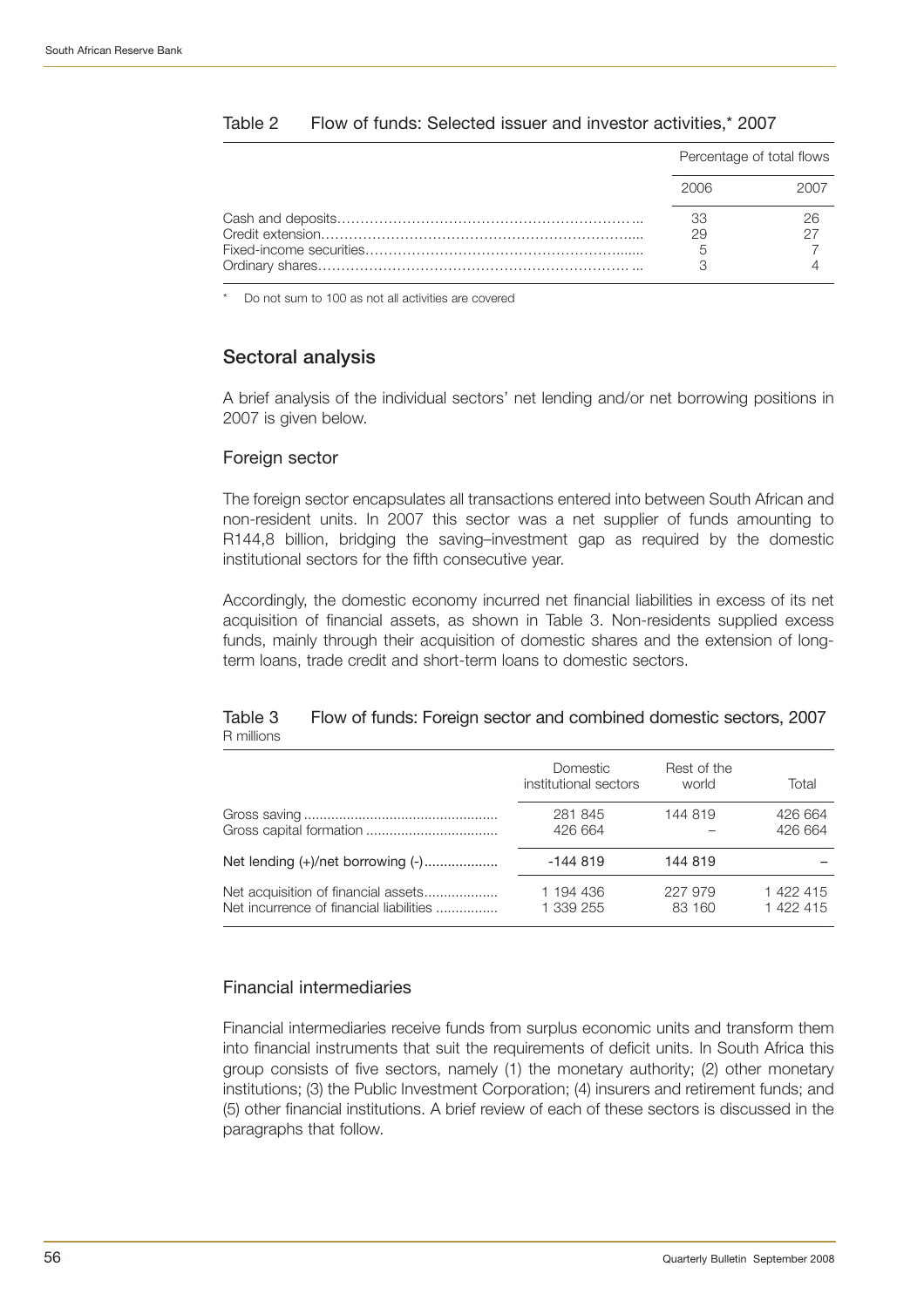Table 2 Flow of funds: Selected issuer and investor activities,* 2007

| | Percentage of total flows | |
|---|---|---|
| | 2006 | 2007 |
| Cash and deposits | 33 | 26 |
| Credit extension | 29 | 27 |
| Fixed-income securities | 5 | 7 |
| Ordinary shares | 3 | 4 |

\* Do not sum to 100 as not all activities are covered

## Sectoral analysis

A brief analysis of the individual sectors' net lending and/or net borrowing positions in 2007 is given below.

### Foreign sector

The foreign sector encapsulates all transactions entered into between South African and non-resident units. In 2007 this sector was a net supplier of funds amounting to R144,8 billion, bridging the saving–investment gap as required by the domestic institutional sectors for the fifth consecutive year.

Accordingly, the domestic economy incurred net financial liabilities in excess of its net acquisition of financial assets, as shown in Table 3. Non-residents supplied excess funds, mainly through their acquisition of domestic shares and the extension of long-term loans, trade credit and short-term loans to domestic sectors.

Table 3 Flow of funds: Foreign sector and combined domestic sectors, 2007
R millions

| | Domestic institutional sectors | Rest of the world | Total |
|---|---|---|---|
| Gross saving | 281 845 | 144 819 | 426 664 |
| Gross capital formation | 426 664 | – | 426 664 |
| Net lending (+)/net borrowing (-) | -144 819 | 144 819 | – |
| Net acquisition of financial assets | 1 194 436 | 227 979 | 1 422 415 |
| Net incurrence of financial liabilities | 1 339 255 | 83 160 | 1 422 415 |

### Financial intermediaries

Financial intermediaries receive funds from surplus economic units and transform them into financial instruments that suit the requirements of deficit units. In South Africa this group consists of five sectors, namely (1) the monetary authority; (2) other monetary institutions; (3) the Public Investment Corporation; (4) insurers and retirement funds; and (5) other financial institutions. A brief review of each of these sectors is discussed in the paragraphs that follow.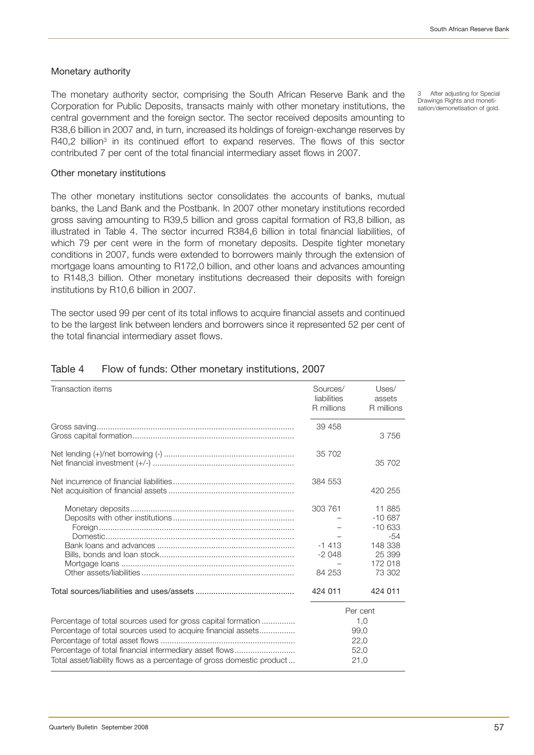### Monetary authority

The monetary authority sector, comprising the South African Reserve Bank and the Corporation for Public Deposits, transacts mainly with other monetary institutions, the central government and the foreign sector. The sector received deposits amounting to R38,6 billion in 2007 and, in turn, increased its holdings of foreign-exchange reserves by R40,2 billion[3] in its continued effort to expand reserves. The flows of this sector contributed 7 per cent of the total financial intermediary asset flows in 2007.

[3] After adjusting for Special Drawings Rights and monetisation/demonetisation of gold.

### Other monetary institutions

The other monetary institutions sector consolidates the accounts of banks, mutual banks, the Land Bank and the Postbank. In 2007 other monetary institutions recorded gross saving amounting to R39,5 billion and gross capital formation of R3,8 billion, as illustrated in Table 4. The sector incurred R384,6 billion in total financial liabilities, of which 79 per cent were in the form of monetary deposits. Despite tighter monetary conditions in 2007, funds were extended to borrowers mainly through the extension of mortgage loans amounting to R172,0 billion, and other loans and advances amounting to R148,3 billion. Other monetary institutions decreased their deposits with foreign institutions by R10,6 billion in 2007.

The sector used 99 per cent of its total inflows to acquire financial assets and continued to be the largest link between lenders and borrowers since it represented 52 per cent of the total financial intermediary asset flows.

### Table 4 Flow of funds: Other monetary institutions, 2007

| Transaction items | Sources/ liabilities R millions | Uses/ assets R millions |
|---|---|---|
| Gross saving | 39 458 | |
| Gross capital formation | | 3 756 |
| Net lending (+)/net borrowing (-) | 35 702 | |
| Net financial investment (+/-) | | 35 702 |
| Net incurrence of financial liabilities | 384 553 | |
| Net acquisition of financial assets | | 420 255 |
| Monetary deposits | 303 761 | 11 885 |
| Deposits with other institutions | – | -10 687 |
| Foreign | – | -10 633 |
| Domestic | – | -54 |
| Bank loans and advances | -1 413 | 148 338 |
| Bills, bonds and loan stock | -2 048 | 25 399 |
| Mortgage loans | – | 172 018 |
| Other assets/liabilities | 84 253 | 73 302 |
| Total sources/liabilities and uses/assets | 424 011 | 424 011 |
| | Per cent | |
| Percentage of total sources used for gross capital formation | 1,0 | |
| Percentage of total sources used to acquire financial assets | 99,0 | |
| Percentage of total asset flows | 22,0 | |
| Percentage of total financial intermediary asset flows | 52,0 | |
| Total asset/liability flows as a percentage of gross domestic product | 21,0 | |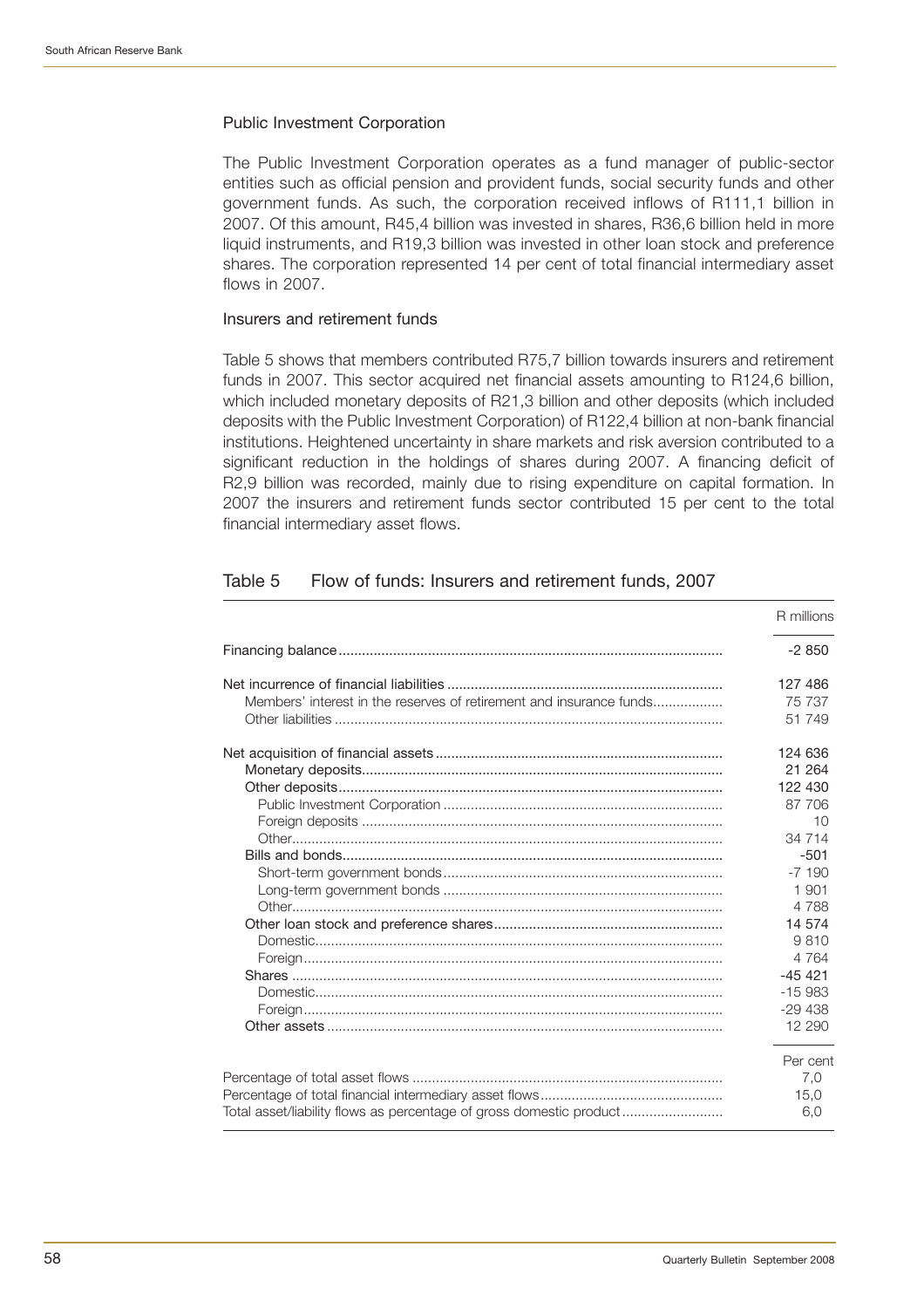### Public Investment Corporation

The Public Investment Corporation operates as a fund manager of public-sector entities such as official pension and provident funds, social security funds and other government funds. As such, the corporation received inflows of R111,1 billion in 2007. Of this amount, R45,4 billion was invested in shares, R36,6 billion held in more liquid instruments, and R19,3 billion was invested in other loan stock and preference shares. The corporation represented 14 per cent of total financial intermediary asset flows in 2007.

### Insurers and retirement funds

Table 5 shows that members contributed R75,7 billion towards insurers and retirement funds in 2007. This sector acquired net financial assets amounting to R124,6 billion, which included monetary deposits of R21,3 billion and other deposits (which included deposits with the Public Investment Corporation) of R122,4 billion at non-bank financial institutions. Heightened uncertainty in share markets and risk aversion contributed to a significant reduction in the holdings of shares during 2007. A financing deficit of R2,9 billion was recorded, mainly due to rising expenditure on capital formation. In 2007 the insurers and retirement funds sector contributed 15 per cent to the total financial intermediary asset flows.

#### Table 5 Flow of funds: Insurers and retirement funds, 2007

| | R millions |
|---|---|
| Financing balance | -2 850 |
| Net incurrence of financial liabilities | 127 486 |
| Members' interest in the reserves of retirement and insurance funds | 75 737 |
| Other liabilities | 51 749 |
| Net acquisition of financial assets | 124 636 |
| Monetary deposits | 21 264 |
| Other deposits | 122 430 |
| Public Investment Corporation | 87 706 |
| Foreign deposits | 10 |
| Other | 34 714 |
| Bills and bonds | -501 |
| Short-term government bonds | -7 190 |
| Long-term government bonds | 1 901 |
| Other | 4 788 |
| Other loan stock and preference shares | 14 574 |
| Domestic | 9 810 |
| Foreign | 4 764 |
| Shares | -45 421 |
| Domestic | -15 983 |
| Foreign | -29 438 |
| Other assets | 12 290 |
| | Per cent |
| Percentage of total asset flows | 7,0 |
| Percentage of total financial intermediary asset flows | 15,0 |
| Total asset/liability flows as percentage of gross domestic product | 6,0 |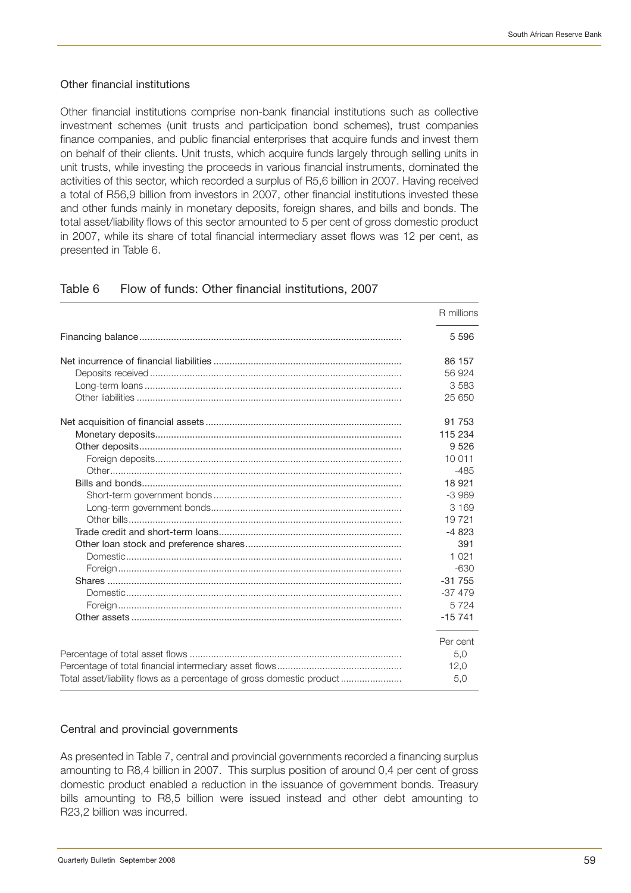### Other financial institutions

Other financial institutions comprise non-bank financial institutions such as collective investment schemes (unit trusts and participation bond schemes), trust companies finance companies, and public financial enterprises that acquire funds and invest them on behalf of their clients. Unit trusts, which acquire funds largely through selling units in unit trusts, while investing the proceeds in various financial instruments, dominated the activities of this sector, which recorded a surplus of R5,6 billion in 2007. Having received a total of R56,9 billion from investors in 2007, other financial institutions invested these and other funds mainly in monetary deposits, foreign shares, and bills and bonds. The total asset/liability flows of this sector amounted to 5 per cent of gross domestic product in 2007, while its share of total financial intermediary asset flows was 12 per cent, as presented in Table 6.

### Table 6 Flow of funds: Other financial institutions, 2007

| | R millions |
|---|---|
| Financing balance | 5 596 |
| Net incurrence of financial liabilities | 86 157 |
| Deposits received | 56 924 |
| Long-term loans | 3 583 |
| Other liabilities | 25 650 |
| Net acquisition of financial assets | 91 753 |
| Monetary deposits | 115 234 |
| Other deposits | 9 526 |
| Foreign deposits | 10 011 |
| Other | -485 |
| Bills and bonds | 18 921 |
| Short-term government bonds | -3 969 |
| Long-term government bonds | 3 169 |
| Other bills | 19 721 |
| Trade credit and short-term loans | -4 823 |
| Other loan stock and preference shares | 391 |
| Domestic | 1 021 |
| Foreign | -630 |
| Shares | -31 755 |
| Domestic | -37 479 |
| Foreign | 5 724 |
| Other assets | -15 741 |
| | Per cent |
| Percentage of total asset flows | 5,0 |
| Percentage of total financial intermediary asset flows | 12,0 |
| Total asset/liability flows as a percentage of gross domestic product | 5,0 |

### Central and provincial governments

As presented in Table 7, central and provincial governments recorded a financing surplus amounting to R8,4 billion in 2007. This surplus position of around 0,4 per cent of gross domestic product enabled a reduction in the issuance of government bonds. Treasury bills amounting to R8,5 billion were issued instead and other debt amounting to R23,2 billion was incurred.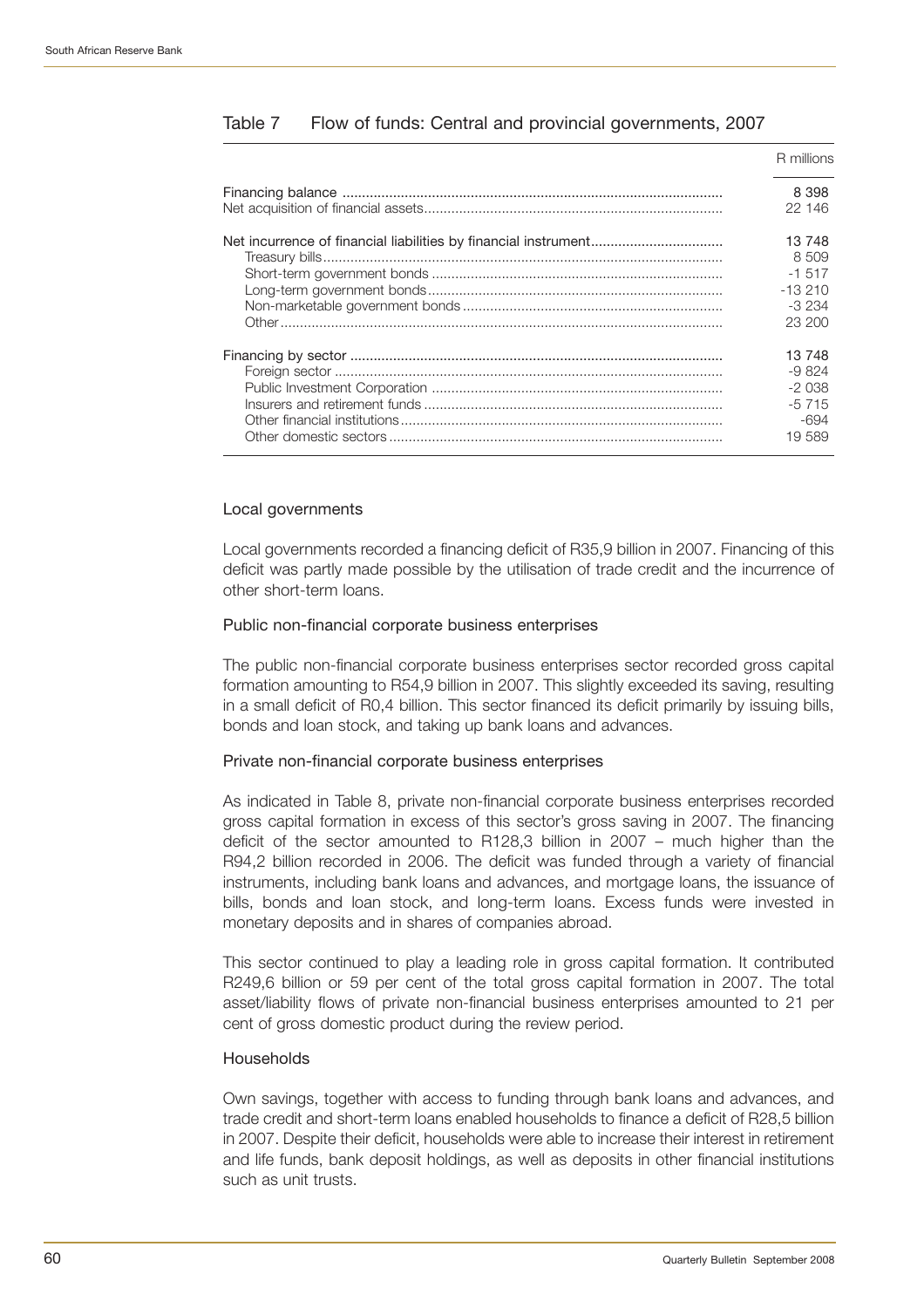### Table 7 Flow of funds: Central and provincial governments, 2007

| | R millions |
|---|---|
| Financing balance | 8 398 |
| Net acquisition of financial assets | 22 146 |
| Net incurrence of financial liabilities by financial instrument | 13 748 |
| Treasury bills | 8 509 |
| Short-term government bonds | -1 517 |
| Long-term government bonds | -13 210 |
| Non-marketable government bonds | -3 234 |
| Other | 23 200 |
| Financing by sector | 13 748 |
| Foreign sector | -9 824 |
| Public Investment Corporation | -2 038 |
| Insurers and retirement funds | -5 715 |
| Other financial institutions | -694 |
| Other domestic sectors | 19 589 |

#### Local governments

Local governments recorded a financing deficit of R35,9 billion in 2007. Financing of this deficit was partly made possible by the utilisation of trade credit and the incurrence of other short-term loans.

#### Public non-financial corporate business enterprises

The public non-financial corporate business enterprises sector recorded gross capital formation amounting to R54,9 billion in 2007. This slightly exceeded its saving, resulting in a small deficit of R0,4 billion. This sector financed its deficit primarily by issuing bills, bonds and loan stock, and taking up bank loans and advances.

#### Private non-financial corporate business enterprises

As indicated in Table 8, private non-financial corporate business enterprises recorded gross capital formation in excess of this sector's gross saving in 2007. The financing deficit of the sector amounted to R128,3 billion in 2007 – much higher than the R94,2 billion recorded in 2006. The deficit was funded through a variety of financial instruments, including bank loans and advances, and mortgage loans, the issuance of bills, bonds and loan stock, and long-term loans. Excess funds were invested in monetary deposits and in shares of companies abroad.

This sector continued to play a leading role in gross capital formation. It contributed R249,6 billion or 59 per cent of the total gross capital formation in 2007. The total asset/liability flows of private non-financial business enterprises amounted to 21 per cent of gross domestic product during the review period.

#### Households

Own savings, together with access to funding through bank loans and advances, and trade credit and short-term loans enabled households to finance a deficit of R28,5 billion in 2007. Despite their deficit, households were able to increase their interest in retirement and life funds, bank deposit holdings, as well as deposits in other financial institutions such as unit trusts.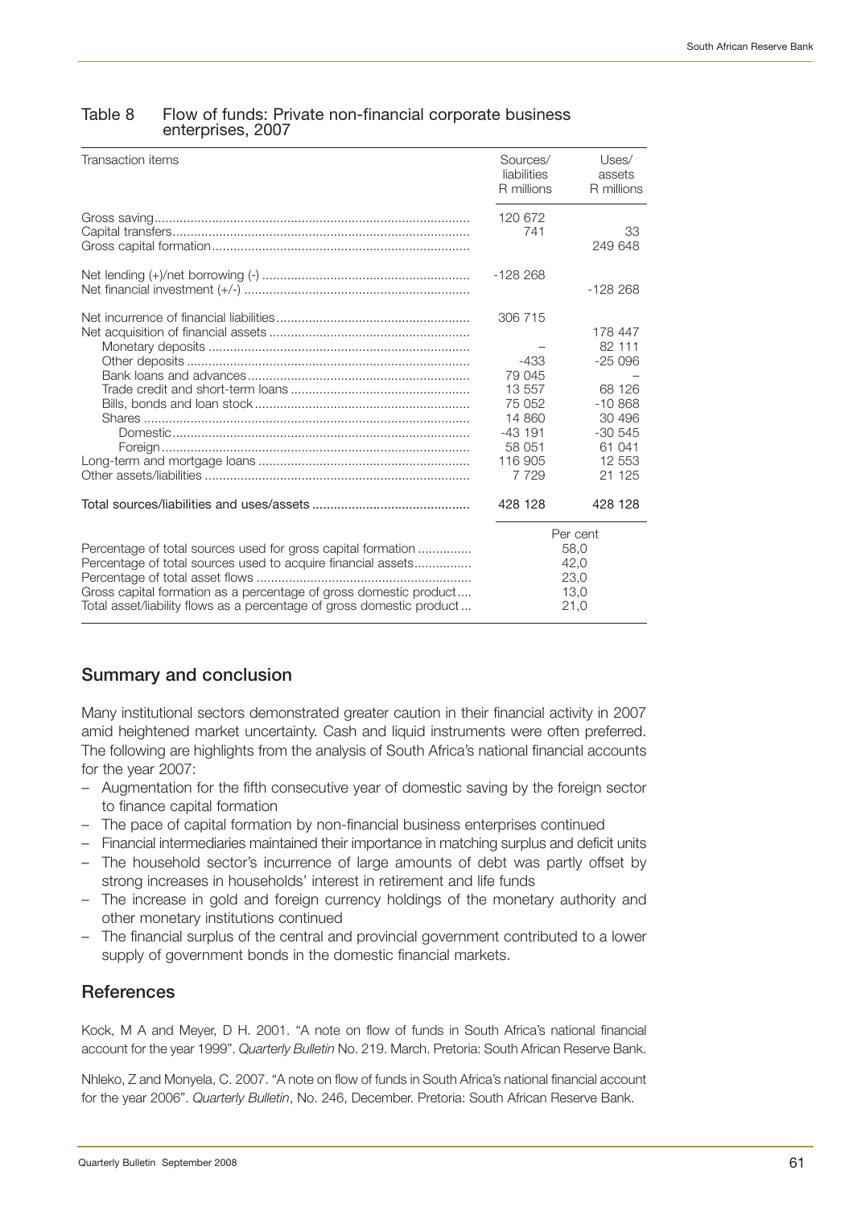Table 8 Flow of funds: Private non-financial corporate business enterprises, 2007

| Transaction items | Sources/ liabilities R millions | Uses/ assets R millions |
|---|---|---|
| Gross saving | 120 672 | |
| Capital transfers | 741 | 33 |
| Gross capital formation | | 249 648 |
| Net lending (+)/net borrowing (-) | -128 268 | |
| Net financial investment (+/-) | | -128 268 |
| Net incurrence of financial liabilities | 306 715 | |
| Net acquisition of financial assets | | 178 447 |
| Monetary deposits | – | 82 111 |
| Other deposits | -433 | -25 096 |
| Bank loans and advances | 79 045 | – |
| Trade credit and short-term loans | 13 557 | 68 126 |
| Bills, bonds and loan stock | 75 052 | -10 868 |
| Shares | 14 860 | 30 496 |
| Domestic | -43 191 | -30 545 |
| Foreign | 58 051 | 61 041 |
| Long-term and mortgage loans | 116 905 | 12 553 |
| Other assets/liabilities | 7 729 | 21 125 |
| Total sources/liabilities and uses/assets | 428 128 | 428 128 |
| | Per cent | |
| Percentage of total sources used for gross capital formation | 58,0 | |
| Percentage of total sources used to acquire financial assets | 42,0 | |
| Percentage of total asset flows | 23,0 | |
| Gross capital formation as a percentage of gross domestic product | 13,0 | |
| Total asset/liability flows as a percentage of gross domestic product | 21,0 | |

## Summary and conclusion

Many institutional sectors demonstrated greater caution in their financial activity in 2007 amid heightened market uncertainty. Cash and liquid instruments were often preferred. The following are highlights from the analysis of South Africa's national financial accounts for the year 2007:

- Augmentation for the fifth consecutive year of domestic saving by the foreign sector to finance capital formation
- The pace of capital formation by non-financial business enterprises continued
- Financial intermediaries maintained their importance in matching surplus and deficit units
- The household sector's incurrence of large amounts of debt was partly offset by strong increases in households' interest in retirement and life funds
- The increase in gold and foreign currency holdings of the monetary authority and other monetary institutions continued
- The financial surplus of the central and provincial government contributed to a lower supply of government bonds in the domestic financial markets.

## References

Kock, M A and Meyer, D H. 2001. "A note on flow of funds in South Africa's national financial account for the year 1999". *Quarterly Bulletin* No. 219. March. Pretoria: South African Reserve Bank.

Nhleko, Z and Monyela, C. 2007. "A note on flow of funds in South Africa's national financial account for the year 2006". *Quarterly Bulletin*, No. 246, December. Pretoria: South African Reserve Bank.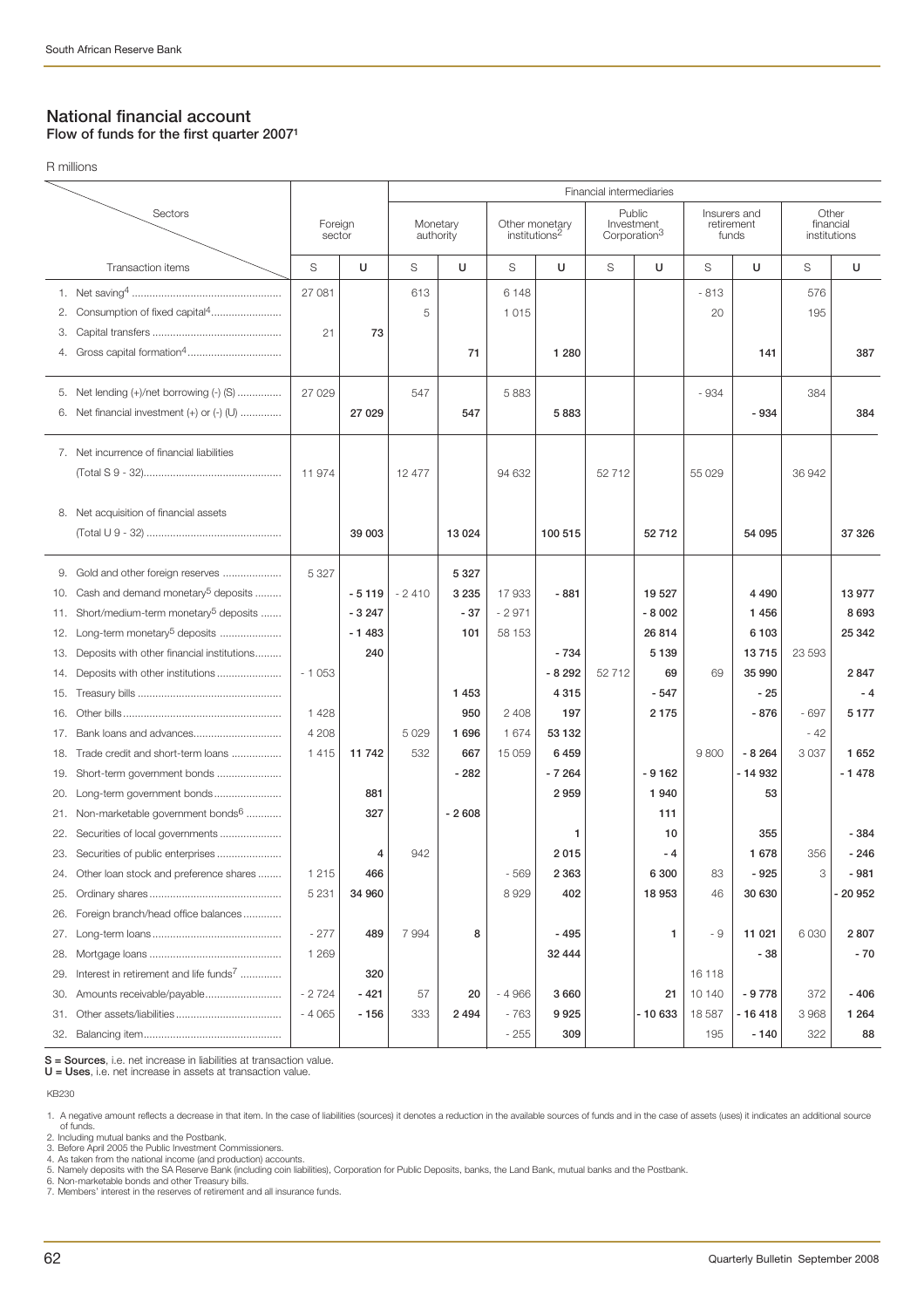## National financial account

### Flow of funds for the first quarter 2007[1]

R millions

| Sectors / Transaction items | Foreign sector S | Foreign sector U | Monetary authority S | Monetary authority U | Other monetary institutions[2] S | Other monetary institutions[2] U | Public Investment Corporation[3] S | Public Investment Corporation[3] U | Insurers and retirement funds S | Insurers and retirement funds U | Other financial institutions S | Other financial institutions U |
|---|---|---|---|---|---|---|---|---|---|---|---|---|
| | | | Financial intermediaries | | | | | | | | | |
| 1. Net saving[4] | 27 081 | | 613 | | 6 148 | | | | - 813 | | 576 | |
| 2. Consumption of fixed capital[4] | | | 5 | | 1 015 | | | | 20 | | 195 | |
| 3. Capital transfers | 21 | 73 | | | | | | | | | | |
| 4. Gross capital formation[4] | | | | 71 | | 1 280 | | | | 141 | | 387 |
| 5. Net lending (+)/net borrowing (-) (S) | 27 029 | | 547 | | 5 883 | | | | - 934 | | 384 | |
| 6. Net financial investment (+) or (-) (U) | | 27 029 | | 547 | | 5 883 | | | | - 934 | | 384 |
| 7. Net incurrence of financial liabilities (Total S 9 - 32) | 11 974 | | 12 477 | | 94 632 | | 52 712 | | 55 029 | | 36 942 | |
| 8. Net acquisition of financial assets (Total U 9 - 32) | | 39 003 | | 13 024 | | 100 515 | | 52 712 | | 54 095 | | 37 326 |
| 9. Gold and other foreign reserves | 5 327 | | | 5 327 | | | | | | | | |
| 10. Cash and demand monetary[5] deposits | | - 5 119 | - 2 410 | 3 235 | 17 933 | - 881 | | 19 527 | | 4 490 | | 13 977 |
| 11. Short/medium-term monetary[5] deposits | | - 3 247 | | - 37 | - 2 971 | | | - 8 002 | | 1 456 | | 8 693 |
| 12. Long-term monetary[5] deposits | | - 1 483 | | 101 | 58 153 | | | 26 814 | | 6 103 | | 25 342 |
| 13. Deposits with other financial institutions | | 240 | | | | - 734 | | 5 139 | | 13 715 | 23 593 | |
| 14. Deposits with other institutions | - 1 053 | | | | | - 8 292 | 52 712 | 69 | 69 | 35 990 | | 2 847 |
| 15. Treasury bills | | | | 1 453 | | 4 315 | | - 547 | | - 25 | | - 4 |
| 16. Other bills | 1 428 | | | 950 | 2 408 | 197 | | 2 175 | | - 876 | - 697 | 5 177 |
| 17. Bank loans and advances | 4 208 | | 5 029 | 1 696 | 1 674 | 53 132 | | | | | - 42 | |
| 18. Trade credit and short-term loans | 1 415 | 11 742 | 532 | 667 | 15 059 | 6 459 | | | 9 800 | - 8 264 | 3 037 | 1 652 |
| 19. Short-term government bonds | | | | - 282 | | - 7 264 | | - 9 162 | | - 14 932 | | - 1 478 |
| 20. Long-term government bonds | | 881 | | | | 2 959 | | 1 940 | | 53 | | |
| 21. Non-marketable government bonds[6] | | 327 | | - 2 608 | | | | 111 | | | | |
| 22. Securities of local governments | | | | | | 1 | | 10 | | 355 | | - 384 |
| 23. Securities of public enterprises | | 4 | 942 | | | 2 015 | | - 4 | | 1 678 | 356 | - 246 |
| 24. Other loan stock and preference shares | 1 215 | 466 | | | - 569 | 2 363 | | 6 300 | 83 | - 925 | 3 | - 981 |
| 25. Ordinary shares | 5 231 | 34 960 | | | 8 929 | 402 | | 18 953 | 46 | 30 630 | | - 20 952 |
| 26. Foreign branch/head office balances | | | | | | | | | | | | |
| 27. Long-term loans | - 277 | 489 | 7 994 | 8 | | - 495 | | 1 | - 9 | 11 021 | 6 030 | 2 807 |
| 28. Mortgage loans | 1 269 | | | | | 32 444 | | | | - 38 | | - 70 |
| 29. Interest in retirement and life funds[7] | | 320 | | | | | | | 16 118 | | | |
| 30. Amounts receivable/payable | - 2 724 | - 421 | 57 | 20 | - 4 966 | 3 660 | | 21 | 10 140 | - 9 778 | 372 | - 406 |
| 31. Other assets/liabilities | - 4 065 | - 156 | 333 | 2 494 | - 763 | 9 925 | | - 10 633 | 18 587 | - 16 418 | 3 968 | 1 264 |
| 32. Balancing item | | | | | - 255 | 309 | | | 195 | - 140 | 322 | 88 |

**S = Sources**, i.e. net increase in liabilities at transaction value.
**U = Uses**, i.e. net increase in assets at transaction value.

KB230

1. A negative amount reflects a decrease in that item. In the case of liabilities (sources) it denotes a reduction in the available sources of funds and in the case of assets (uses) it indicates an additional source of funds.
2. Including mutual banks and the Postbank.
3. Before April 2005 the Public Investment Commissioners.
4. As taken from the national income (and production) accounts.
5. Namely deposits with the SA Reserve Bank (including coin liabilities), Corporation for Public Deposits, banks, the Land Bank, mutual banks and the Postbank.
6. Non-marketable bonds and other Treasury bills.
7. Members' interest in the reserves of retirement and all insurance funds.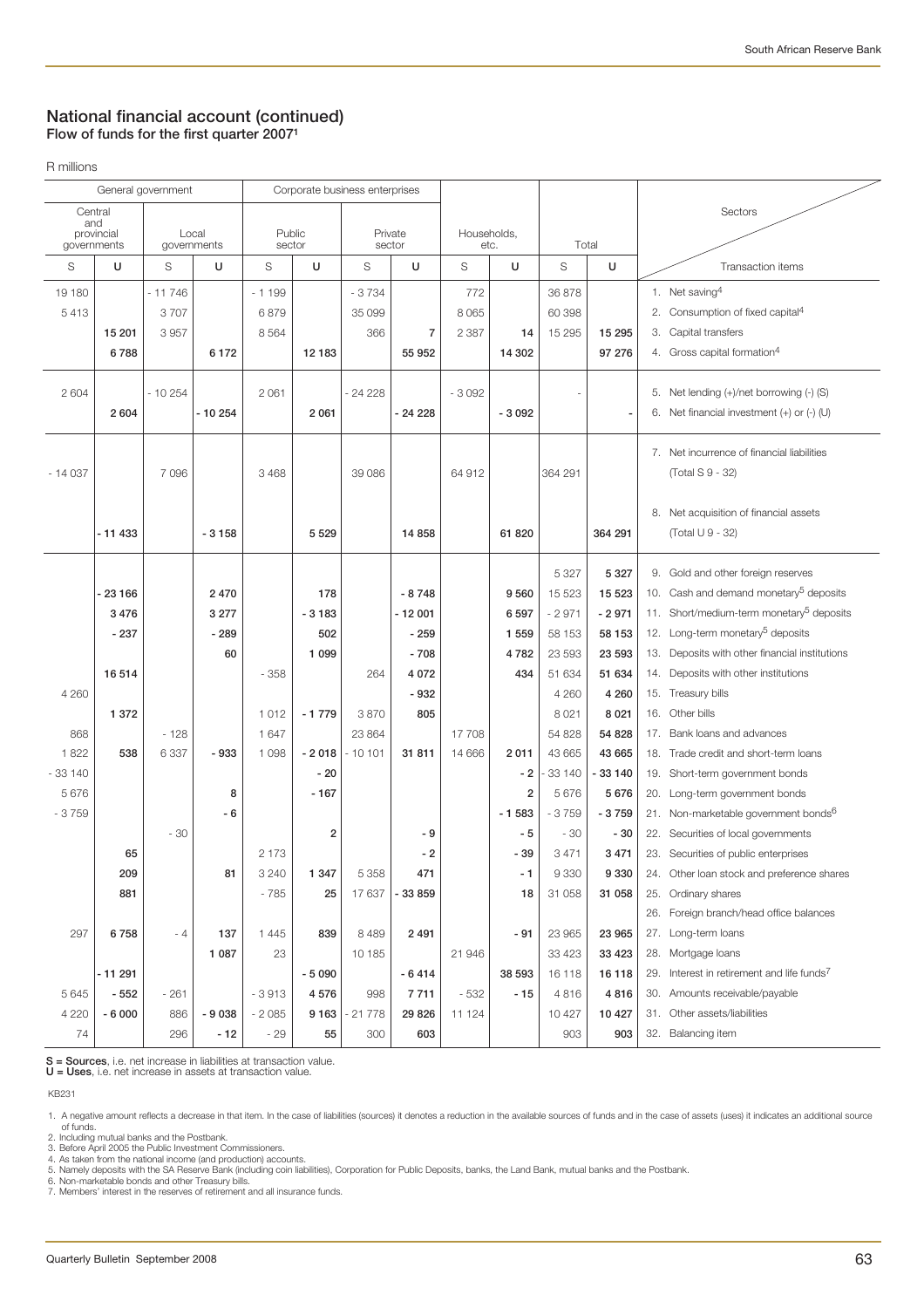## National financial account (continued)
### Flow of funds for the first quarter 2007[1]

R millions

| General government | | | | Corporate business enterprises | | | | | | | | Sectors |
|---|---|---|---|---|---|---|---|---|---|---|---|---|
| Central and provincial governments | | Local governments | | Public sector | | Private sector | | Households, etc. | | Total | | |
| S | U | S | U | S | U | S | U | S | U | S | U | Transaction items |
| 19 180 | | - 11 746 | | - 1 199 | | - 3 734 | | 772 | | 36 878 | | 1. Net saving[4] |
| 5 413 | | 3 707 | | 6 879 | | 35 099 | | 8 065 | | 60 398 | | 2. Consumption of fixed capital[4] |
| | **15 201** | 3 957 | | 8 564 | | 366 | **7** | 2 387 | **14** | 15 295 | **15 295** | 3. Capital transfers |
| | **6 788** | | **6 172** | | **12 183** | | **55 952** | | **14 302** | | **97 276** | 4. Gross capital formation[4] |
| 2 604 | | - 10 254 | | 2 061 | | - 24 228 | | - 3 092 | | - | | 5. Net lending (+)/net borrowing (-) (S) |
| | **2 604** | | **- 10 254** | | **2 061** | | **- 24 228** | | **- 3 092** | | **-** | 6. Net financial investment (+) or (-) (U) |
| - 14 037 | | 7 096 | | 3 468 | | 39 086 | | 64 912 | | 364 291 | | 7. Net incurrence of financial liabilities (Total S 9 - 32) |
| | **- 11 433** | | **- 3 158** | | **5 529** | | **14 858** | | **61 820** | | **364 291** | 8. Net acquisition of financial assets (Total U 9 - 32) |
| | | | | | | | | | | 5 327 | **5 327** | 9. Gold and other foreign reserves |
| | **- 23 166** | | **2 470** | | **178** | | **- 8 748** | | **9 560** | 15 523 | **15 523** | 10. Cash and demand monetary[5] deposits |
| | **3 476** | | **3 277** | | **- 3 183** | | **- 12 001** | | **6 597** | - 2 971 | **- 2 971** | 11. Short/medium-term monetary[5] deposits |
| | **- 237** | | **- 289** | | **502** | | **- 259** | | **1 559** | 58 153 | **58 153** | 12. Long-term monetary[5] deposits |
| | | | **60** | | **1 099** | | **- 708** | | **4 782** | 23 593 | **23 593** | 13. Deposits with other financial institutions |
| | **16 514** | | | - 358 | | 264 | **4 072** | | **434** | 51 634 | **51 634** | 14. Deposits with other institutions |
| 4 260 | | | | | | | **- 932** | | | 4 260 | **4 260** | 15. Treasury bills |
| | **1 372** | | | 1 012 | **- 1 779** | 3 870 | **805** | | | 8 021 | **8 021** | 16. Other bills |
| 868 | | - 128 | | 1 647 | | 23 864 | | 17 708 | | 54 828 | **54 828** | 17. Bank loans and advances |
| 1 822 | **538** | 6 337 | **- 933** | 1 098 | **- 2 018** | - 10 101 | **31 811** | 14 666 | **2 011** | 43 665 | **43 665** | 18. Trade credit and short-term loans |
| - 33 140 | | | | | **- 20** | | | | **- 2** | - 33 140 | **- 33 140** | 19. Short-term government bonds |
| 5 676 | | | **8** | | **- 167** | | | | **2** | 5 676 | **5 676** | 20. Long-term government bonds |
| - 3 759 | | | **- 6** | | | | | | **- 1 583** | - 3 759 | **- 3 759** | 21. Non-marketable government bonds[6] |
| | | - 30 | | | **2** | | **- 9** | | **- 5** | - 30 | **- 30** | 22. Securities of local governments |
| | **65** | | | 2 173 | | | **- 2** | | **- 39** | 3 471 | **3 471** | 23. Securities of public enterprises |
| | **209** | | **81** | 3 240 | **1 347** | 5 358 | **471** | | **- 1** | 9 330 | **9 330** | 24. Other loan stock and preference shares |
| | **881** | | | - 785 | **25** | 17 637 | **- 33 859** | | **18** | 31 058 | **31 058** | 25. Ordinary shares |
| | | | | | | | | | | | | 26. Foreign branch/head office balances |
| 297 | **6 758** | - 4 | **137** | 1 445 | **839** | 8 489 | **2 491** | | **- 91** | 23 965 | **23 965** | 27. Long-term loans |
| | | | **1 087** | 23 | | 10 185 | | 21 946 | | 33 423 | **33 423** | 28. Mortgage loans |
| | **- 11 291** | | | | **- 5 090** | | **- 6 414** | | **38 593** | 16 118 | **16 118** | 29. Interest in retirement and life funds[7] |
| 5 645 | **- 552** | - 261 | | - 3 913 | **4 576** | 998 | **7 711** | - 532 | **- 15** | 4 816 | **4 816** | 30. Amounts receivable/payable |
| 4 220 | **- 6 000** | 886 | **- 9 038** | - 2 085 | **9 163** | - 21 778 | **29 826** | 11 124 | | 10 427 | **10 427** | 31. Other assets/liabilities |
| 74 | | 296 | **- 12** | - 29 | **55** | 300 | **603** | | | 903 | **903** | 32. Balancing item |

**S = Sources**, i.e. net increase in liabilities at transaction value.
**U = Uses**, i.e. net increase in assets at transaction value.

KB231

1. A negative amount reflects a decrease in that item. In the case of liabilities (sources) it denotes a reduction in the available sources of funds and in the case of assets (uses) it indicates an additional source of funds.
2. Including mutual banks and the Postbank.
3. Before April 2005 the Public Investment Commissioners.
4. As taken from the national income (and production) accounts.
5. Namely deposits with the SA Reserve Bank (including coin liabilities), Corporation for Public Deposits, banks, the Land Bank, mutual banks and the Postbank.
6. Non-marketable bonds and other Treasury bills.
7. Members' interest in the reserves of retirement and all insurance funds.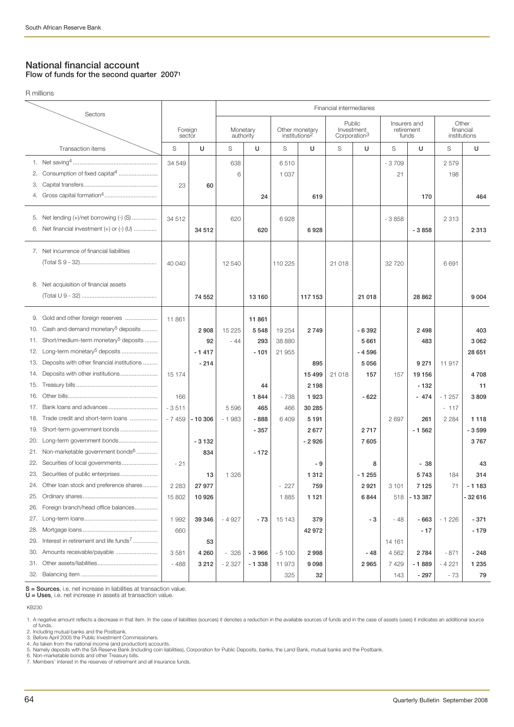## National financial account

### Flow of funds for the second quarter 2007[1]

R millions

| Sectors / Transaction items | Foreign sector S | Foreign sector U | Monetary authority S | Monetary authority U | Other monetary institutions[2] S | Other monetary institutions[2] U | Public Investment Corporation[3] S | Public Investment Corporation[3] U | Insurers and retirement funds S | Insurers and retirement funds U | Other financial institutions S | Other financial institutions U |
|---|---|---|---|---|---|---|---|---|---|---|---|---|
| 1. Net saving[4] | 34 549 | | 638 | | 6 510 | | | | - 3 709 | | 2 579 | |
| 2. Consumption of fixed capital[4] | | | 6 | | 1 037 | | | | 21 | | 198 | |
| 3. Capital transfers | 23 | 60 | | | | | | | | | | |
| 4. Gross capital formation[4] | | | | 24 | | 619 | | | | 170 | | 464 |
| 5. Net lending (+)/net borrowing (-) (S) | 34 512 | | 620 | | 6 928 | | | | - 3 858 | | 2 313 | |
| 6. Net financial investment (+) or (-) (U) | | 34 512 | | 620 | | 6 928 | | | | - 3 858 | | 2 313 |
| 7. Net incurrence of financial liabilities (Total S 9 - 32) | 40 040 | | 12 540 | | 110 225 | | 21 018 | | 32 720 | | 6 691 | |
| 8. Net acquisition of financial assets (Total U 9 - 32) | | 74 552 | | 13 160 | | 117 153 | | 21 018 | | 28 862 | | 9 004 |
| 9. Gold and other foreign reserves | 11 861 | | | 11 861 | | | | | | | | |
| 10. Cash and demand monetary[5] deposits | | 2 908 | 15 225 | 5 548 | 19 254 | 2 749 | | - 6 392 | | 2 498 | | 403 |
| 11. Short/medium-term monetary[5] deposits | | 92 | - 44 | 293 | 38 880 | | | 5 661 | | 483 | | 3 062 |
| 12. Long-term monetary[5] deposits | | - 1 417 | | - 101 | 21 955 | | | - 4 596 | | | | 28 651 |
| 13. Deposits with other financial institutions | | - 214 | | | | 895 | | 5 056 | | 9 271 | 11 917 | |
| 14. Deposits with other institutions | 15 174 | | | | | 15 499 | 21 018 | 157 | 157 | 19 156 | | 4 708 |
| 15. Treasury bills | | | | 44 | | 2 198 | | | | - 132 | | 11 |
| 16. Other bills | 166 | | | 1 844 | - 738 | 1 923 | | - 622 | | - 474 | - 1 257 | 3 809 |
| 17. Bank loans and advances | - 3 511 | | 5 596 | 465 | 466 | 30 285 | | | | | - 117 | |
| 18. Trade credit and short-term loans | - 7 459 | - 10 306 | - 1 983 | - 888 | 6 409 | 5 191 | | | 2 697 | 261 | 2 284 | 1 118 |
| 19. Short-term government bonds | | | | - 357 | | 2 677 | | 2 717 | | - 1 562 | | - 3 599 |
| 20. Long-term government bonds | | - 3 132 | | | | - 2 926 | | 7 605 | | | | 3 767 |
| 21. Non-marketable government bonds[6] | | 834 | | - 172 | | | | | | | | |
| 22. Securities of local governments | - 21 | | | | | - 9 | | 8 | | - 38 | | 43 |
| 23. Securities of public enterprises | | 13 | 1 326 | | | 1 312 | | - 1 255 | | 5 743 | 184 | 314 |
| 24. Other loan stock and preference shares | 2 283 | 27 977 | | | - 227 | 759 | | 2 921 | 3 101 | 7 125 | 71 | - 1 183 |
| 25. Ordinary shares | 15 802 | 10 926 | | | 1 885 | 1 121 | | 6 844 | 518 | - 13 387 | | - 32 616 |
| 26. Foreign branch/head office balances | | | | | | | | | | | | |
| 27. Long-term loans | 1 992 | 39 346 | - 4 927 | - 73 | 15 143 | 379 | | - 3 | - 48 | - 663 | - 1 226 | - 371 |
| 28. Mortgage loans | 660 | | | | | 42 972 | | | | - 17 | | - 179 |
| 29. Interest in retirement and life funds[7] | | 53 | | | | | | | 14 161 | | | |
| 30. Amounts receivable/payable | 3 581 | 4 260 | - 326 | - 3 966 | - 5 100 | 2 998 | | - 48 | 4 562 | 2 784 | - 871 | - 248 |
| 31. Other assets/liabilities | - 488 | 3 212 | - 2 327 | - 1 338 | 11 973 | 9 098 | | 2 965 | 7 429 | - 1 889 | - 4 221 | 1 235 |
| 32. Balancing item | | | | | 325 | 32 | | | 143 | - 297 | - 73 | 79 |

**S = Sources**, i.e. net increase in liabilities at transaction value.
**U = Uses**, i.e. net increase in assets at transaction value.

KB230

1. A negative amount reflects a decrease in that item. In the case of liabilities (sources) it denotes a reduction in the available sources of funds and in the case of assets (uses) it indicates an additional source of funds.
2. Including mutual banks and the Postbank.
3. Before April 2005 the Public Investment Commissioners.
4. As taken from the national income (and production) accounts.
5. Namely deposits with the SA Reserve Bank (including coin liabilities), Corporation for Public Deposits, banks, the Land Bank, mutual banks and the Postbank.
6. Non-marketable bonds and other Treasury bills.
7. Members' interest in the reserves of retirement and all insurance funds.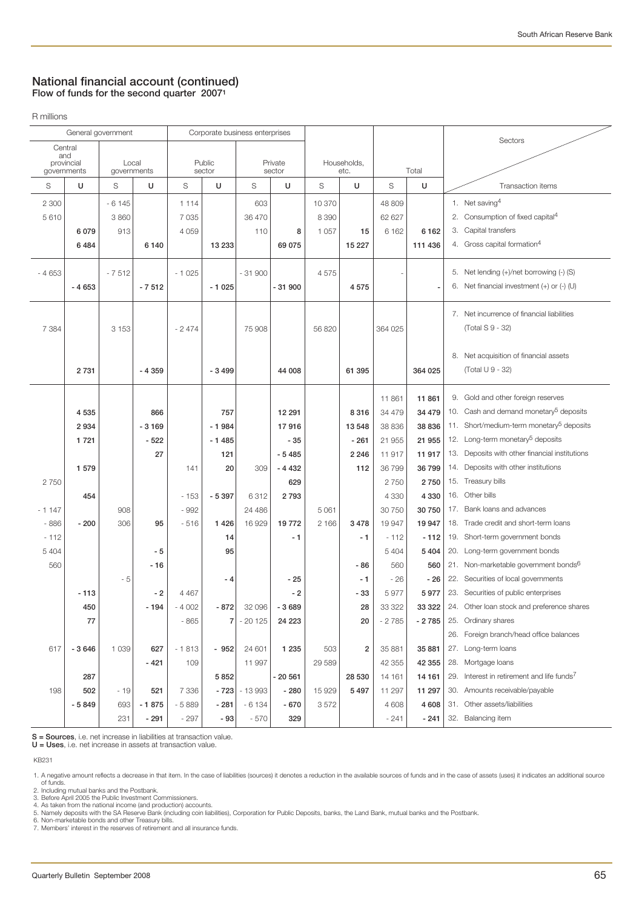## National financial account (continued)

**Flow of funds for the second quarter 2007[1]**

R millions

| General government | | | | Corporate business enterprises | | | | | | | | Sectors |
|---|---|---|---|---|---|---|---|---|---|---|---|---|
| Central and provincial governments | | Local governments | | Public sector | | Private sector | | Households, etc. | | Total | | |
| S | U | S | U | S | U | S | U | S | U | S | U | Transaction items |
| 2 300 | | - 6 145 | | 1 114 | | 603 | | 10 370 | | 48 809 | | 1. Net saving[4] |
| 5 610 | | 3 860 | | 7 035 | | 36 470 | | 8 390 | | 62 627 | | 2. Consumption of fixed capital[4] |
| | **6 079** | 913 | | 4 059 | | 110 | **8** | 1 057 | **15** | 6 162 | **6 162** | 3. Capital transfers |
| | **6 484** | | **6 140** | | **13 233** | | **69 075** | | **15 227** | | **111 436** | 4. Gross capital formation[4] |
| - 4 653 | | - 7 512 | | - 1 025 | | - 31 900 | | 4 575 | | - | | 5. Net lending (+)/net borrowing (-) (S) |
| | **- 4 653** | | **- 7 512** | | **- 1 025** | | **- 31 900** | | **4 575** | | **-** | 6. Net financial investment (+) or (-) (U) |
| 7 384 | | 3 153 | | - 2 474 | | 75 908 | | 56 820 | | 364 025 | | 7. Net incurrence of financial liabilities (Total S 9 - 32) |
| | **2 731** | | **- 4 359** | | **- 3 499** | | **44 008** | | **61 395** | | **364 025** | 8. Net acquisition of financial assets (Total U 9 - 32) |
| | | | | | | | | | | 11 861 | **11 861** | 9. Gold and other foreign reserves |
| | **4 535** | | **866** | | **757** | | **12 291** | | **8 316** | 34 479 | **34 479** | 10. Cash and demand monetary[5] deposits |
| | **2 934** | | **- 3 169** | | **- 1 984** | | **17 916** | | **13 548** | 38 836 | **38 836** | 11. Short/medium-term monetary[5] deposits |
| | **1 721** | | **- 522** | | **- 1 485** | | **- 35** | | **- 261** | 21 955 | **21 955** | 12. Long-term monetary[5] deposits |
| | | | **27** | | **121** | | **- 5 485** | | **2 246** | 11 917 | **11 917** | 13. Deposits with other financial institutions |
| | **1 579** | | | 141 | **20** | 309 | **- 4 432** | | **112** | 36 799 | **36 799** | 14. Deposits with other institutions |
| 2 750 | | | | | | | **629** | | | 2 750 | **2 750** | 15. Treasury bills |
| | **454** | | | - 153 | **- 5 397** | 6 312 | **2 793** | | | 4 330 | **4 330** | 16. Other bills |
| - 1 147 | | 908 | | - 992 | | 24 486 | | 5 061 | | 30 750 | **30 750** | 17. Bank loans and advances |
| - 886 | **- 200** | 306 | **95** | - 516 | **1 426** | 16 929 | **19 772** | 2 166 | **3 478** | 19 947 | **19 947** | 18. Trade credit and short-term loans |
| - 112 | | | | | **14** | | **- 1** | | **- 1** | - 112 | **- 112** | 19. Short-term government bonds |
| 5 404 | | | **- 5** | | **95** | | | | | 5 404 | **5 404** | 20. Long-term government bonds |
| 560 | | | **- 16** | | | | | | **- 86** | 560 | **560** | 21. Non-marketable government bonds[6] |
| | | - 5 | | | **- 4** | | **- 25** | | **- 1** | - 26 | **- 26** | 22. Securities of local governments |
| | **- 113** | | **- 2** | 4 467 | | | **- 2** | | **- 33** | 5 977 | **5 977** | 23. Securities of public enterprises |
| | **450** | | **- 194** | - 4 002 | **- 872** | 32 096 | **- 3 689** | | **28** | 33 322 | **33 322** | 24. Other loan stock and preference shares |
| | **77** | | | - 865 | **7** | - 20 125 | **24 223** | | **20** | - 2 785 | **- 2 785** | 25. Ordinary shares |
| | | | | | | | | | | | | 26. Foreign branch/head office balances |
| 617 | **- 3 646** | 1 039 | **627** | - 1 813 | **- 952** | 24 601 | **1 235** | 503 | **2** | 35 881 | **35 881** | 27. Long-term loans |
| | | | **- 421** | 109 | | 11 997 | | 29 589 | | 42 355 | **42 355** | 28. Mortgage loans |
| | **287** | | | | **5 852** | | **- 20 561** | | **28 530** | 14 161 | **14 161** | 29. Interest in retirement and life funds[7] |
| 198 | **502** | - 19 | **521** | 7 336 | **- 723** | - 13 993 | **- 280** | 15 929 | **5 497** | 11 297 | **11 297** | 30. Amounts receivable/payable |
| | **- 5 849** | 693 | **- 1 875** | - 5 889 | **- 281** | - 6 134 | **- 670** | 3 572 | | 4 608 | **4 608** | 31. Other assets/liabilities |
| | | 231 | **- 291** | - 297 | **- 93** | - 570 | **329** | | | - 241 | **- 241** | 32. Balancing item |

**S = Sources**, i.e. net increase in liabilities at transaction value.
**U = Uses**, i.e. net increase in assets at transaction value.

KB231

1. A negative amount reflects a decrease in that item. In the case of liabilities (sources) it denotes a reduction in the available sources of funds and in the case of assets (uses) it indicates an additional source of funds.
2. Including mutual banks and the Postbank.
3. Before April 2005 the Public Investment Commissioners.
4. As taken from the national income (and production) accounts.
5. Namely deposits with the SA Reserve Bank (including coin liabilities), Corporation for Public Deposits, banks, the Land Bank, mutual banks and the Postbank.
6. Non-marketable bonds and other Treasury bills.
7. Members' interest in the reserves of retirement and all insurance funds.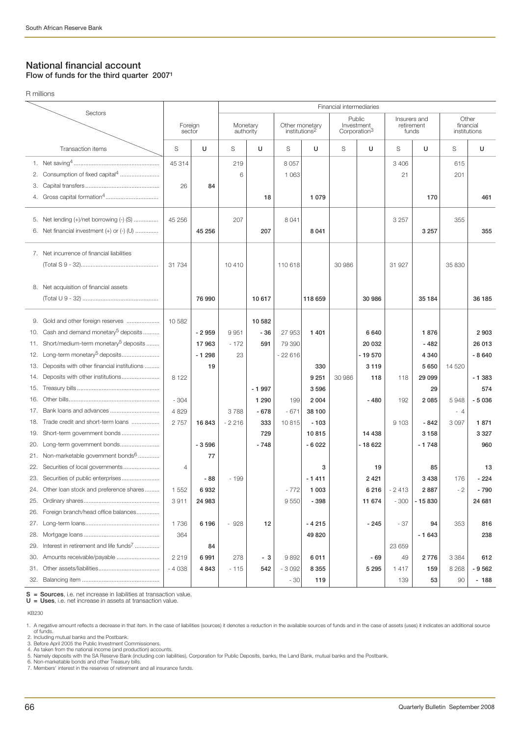## National financial account

### Flow of funds for the third quarter 2007[1]

R millions

| Sectors / Transaction items | Foreign sector | | Financial intermediaries | | | | | | | | | |
|---|---|---|---|---|---|---|---|---|---|---|---|---|
| | | | Monetary authority | | Other monetary institutions[2] | | Public Investment Corporation[3] | | Insurers and retirement funds | | Other financial institutions | |
| | S | U | S | U | S | U | S | U | S | U | S | U |
| 1. Net saving[4] | 45 314 | | 219 | | 8 057 | | | | 3 406 | | 615 | |
| 2. Consumption of fixed capital[4] | | | 6 | | 1 063 | | | | 21 | | 201 | |
| 3. Capital transfers | 26 | **84** | | | | | | | | | | |
| 4. Gross capital formation[4] | | | | **18** | | **1 079** | | | | **170** | | **461** |
| 5. Net lending (+)/net borrowing (-) (S) | 45 256 | | 207 | | 8 041 | | | | 3 257 | | 355 | |
| 6. Net financial investment (+) or (-) (U) | | **45 256** | | **207** | | **8 041** | | | | **3 257** | | **355** |
| 7. Net incurrence of financial liabilities (Total S 9 - 32) | 31 734 | | 10 410 | | 110 618 | | 30 986 | | 31 927 | | 35 830 | |
| 8. Net acquisition of financial assets (Total U 9 - 32) | | **76 990** | | **10 617** | | **118 659** | | **30 986** | | **35 184** | | **36 185** |
| 9. Gold and other foreign reserves | 10 582 | | | **10 582** | | | | | | | | |
| 10. Cash and demand monetary[5] deposits | | **- 2 959** | 9 951 | **- 36** | 27 953 | **1 401** | | **6 640** | | **1 876** | | **2 903** |
| 11. Short/medium-term monetary[5] deposits | | **17 963** | - 172 | **591** | 79 390 | | | **20 032** | | **- 482** | | **26 013** |
| 12. Long-term monetary[5] deposits | | **- 1 298** | 23 | | - 22 616 | | | **- 19 570** | | **4 340** | | **- 8 640** |
| 13. Deposits with other financial institutions | | **19** | | | | **330** | | **3 119** | | **5 650** | 14 520 | |
| 14. Deposits with other institutions | 8 122 | | | | | **9 251** | 30 986 | **118** | 118 | **29 099** | | **- 1 383** |
| 15. Treasury bills | | | | **- 1 997** | | **3 596** | | | | **29** | | **574** |
| 16. Other bills | - 304 | | | **1 290** | 199 | **2 004** | | **- 480** | 192 | **2 085** | 5 948 | **- 5 036** |
| 17. Bank loans and advances | 4 829 | | 3 788 | **- 678** | - 671 | **38 100** | | | | | - 4 | |
| 18. Trade credit and short-term loans | 2 757 | **16 843** | - 2 216 | **333** | 10 815 | **- 103** | | | 9 103 | **- 842** | 3 097 | **1 871** |
| 19. Short-term government bonds | | | | **729** | | **10 815** | | **14 438** | | **3 158** | | **3 327** |
| 20. Long-term government bonds | | **- 3 596** | | **- 748** | | **- 6 022** | | **- 18 622** | | **- 1 748** | | **960** |
| 21. Non-marketable government bonds[6] | | **77** | | | | | | | | | | |
| 22. Securities of local governments | 4 | | | | | **3** | | **19** | | **85** | | **13** |
| 23. Securities of public enterprises | | **- 88** | - 199 | | | **- 1 411** | | **2 421** | | **3 438** | 176 | **- 224** |
| 24. Other loan stock and preference shares | 1 552 | **6 932** | | | - 772 | **1 003** | | **6 216** | - 2 413 | **2 887** | - 2 | **- 790** |
| 25. Ordinary shares | 3 911 | **24 983** | | | 9 550 | **- 398** | | **11 674** | - 300 | **- 15 830** | | **24 681** |
| 26. Foreign branch/head office balances | | | | | | | | | | | | |
| 27. Long-term loans | 1 736 | **6 196** | - 928 | **12** | | **- 4 215** | | **- 245** | - 37 | **94** | 353 | **816** |
| 28. Mortgage loans | 364 | | | | | **49 820** | | | | **- 1 643** | | **238** |
| 29. Interest in retirement and life funds[7] | | **84** | | | | | | | 23 659 | | | |
| 30. Amounts receivable/payable | 2 219 | **6 991** | 278 | **- 3** | 9 892 | **6 011** | | **- 69** | 49 | **2 776** | 3 384 | **612** |
| 31. Other assets/liabilities | - 4 038 | **4 843** | - 115 | **542** | - 3 092 | **8 355** | | **5 295** | 1 417 | **159** | 8 268 | **- 9 562** |
| 32. Balancing item | | | | | - 30 | **119** | | | 139 | **53** | 90 | **- 188** |

**S = Sources**, i.e. net increase in liabilities at transaction value.
**U = Uses**, i.e. net increase in assets at transaction value.

KB230

1. A negative amount reflects a decrease in that item. In the case of liabilities (sources) it denotes a reduction in the available sources of funds and in the case of assets (uses) it indicates an additional source of funds.
2. Including mutual banks and the Postbank.
3. Before April 2005 the Public Investment Commissioners.
4. As taken from the national income (and production) accounts.
5. Namely deposits with the SA Reserve Bank (including coin liabilities), Corporation for Public Deposits, banks, the Land Bank, mutual banks and the Postbank.
6. Non-marketable bonds and other Treasury bills.
7. Members' interest in the reserves of retirement and all insurance funds.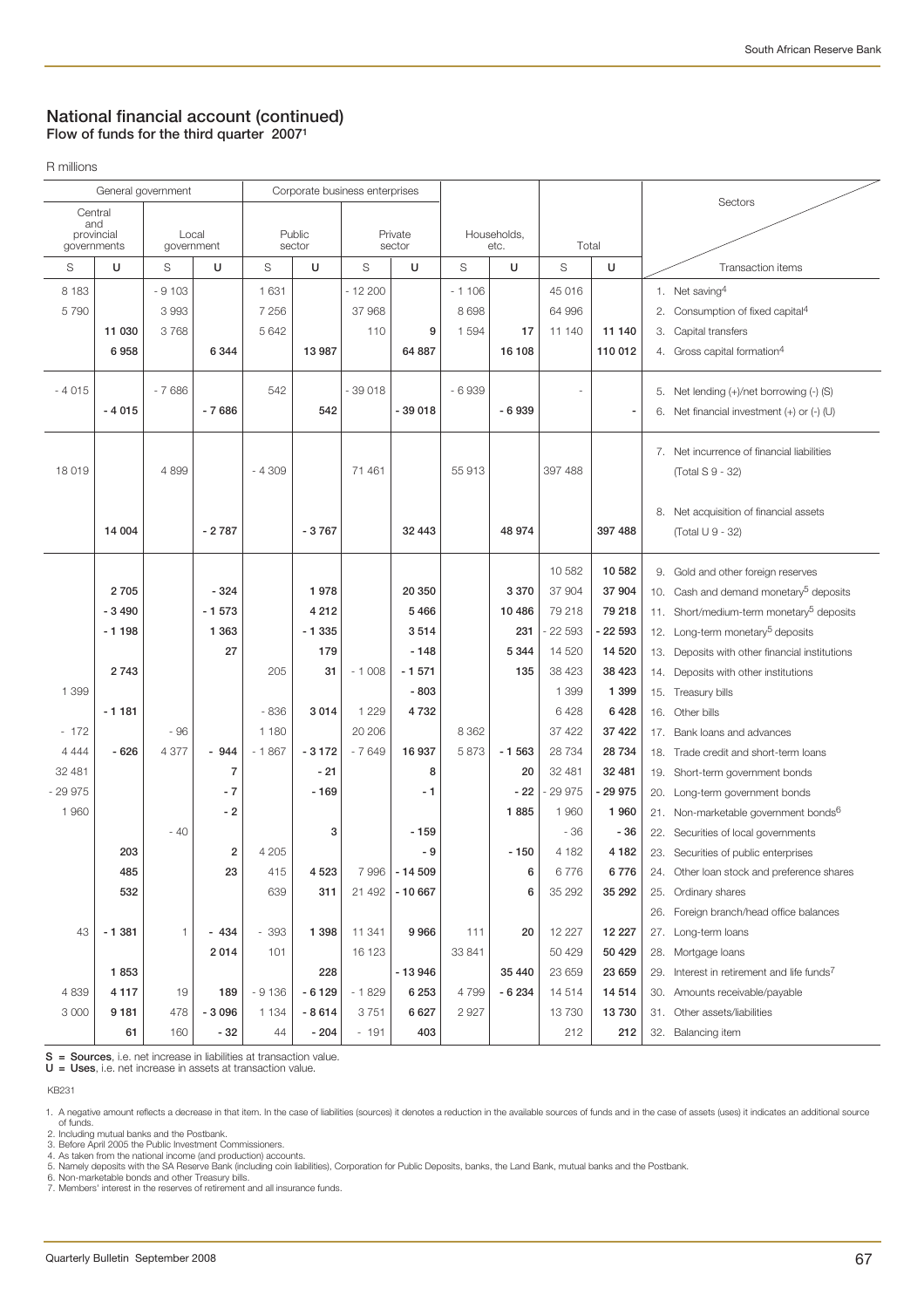## National financial account (continued)

**Flow of funds for the third quarter 2007[1]**

R millions

| General government | | | | Corporate business enterprises | | | | | | | | Sectors |
|---|---|---|---|---|---|---|---|---|---|---|---|---|
| Central and provincial governments | | Local government | | Public sector | | Private sector | | Households, etc. | | Total | | |
| S | U | S | U | S | U | S | U | S | U | S | U | Transaction items |
| 8 183 | | - 9 103 | | 1 631 | | - 12 200 | | - 1 106 | | 45 016 | | 1. Net saving[4] |
| 5 790 | | 3 993 | | 7 256 | | 37 968 | | 8 698 | | 64 996 | | 2. Consumption of fixed capital[4] |
| | **11 030** | 3 768 | | 5 642 | | 110 | **9** | 1 594 | **17** | 11 140 | **11 140** | 3. Capital transfers |
| | **6 958** | | **6 344** | | **13 987** | | **64 887** | | **16 108** | | **110 012** | 4. Gross capital formation[4] |
| - 4 015 | | - 7 686 | | 542 | | - 39 018 | | - 6 939 | | - | | 5. Net lending (+)/net borrowing (-) (S) |
| | **- 4 015** | | **- 7 686** | | **542** | | **- 39 018** | | **- 6 939** | | **-** | 6. Net financial investment (+) or (-) (U) |
| 18 019 | | 4 899 | | - 4 309 | | 71 461 | | 55 913 | | 397 488 | | 7. Net incurrence of financial liabilities (Total S 9 - 32) |
| | **14 004** | | **- 2 787** | | **- 3 767** | | **32 443** | | **48 974** | | **397 488** | 8. Net acquisition of financial assets (Total U 9 - 32) |
| | | | | | | | | | | 10 582 | **10 582** | 9. Gold and other foreign reserves |
| | **2 705** | | **- 324** | | **1 978** | | **20 350** | | **3 370** | 37 904 | **37 904** | 10. Cash and demand monetary[5] deposits |
| | **- 3 490** | | **- 1 573** | | **4 212** | | **5 466** | | **10 486** | 79 218 | **79 218** | 11. Short/medium-term monetary[5] deposits |
| | **- 1 198** | | **1 363** | | **- 1 335** | | **3 514** | | **231** | - 22 593 | **- 22 593** | 12. Long-term monetary[5] deposits |
| | | | **27** | | **179** | | **- 148** | | **5 344** | 14 520 | **14 520** | 13. Deposits with other financial institutions |
| | **2 743** | | | 205 | **31** | - 1 008 | **- 1 571** | | **135** | 38 423 | **38 423** | 14. Deposits with other institutions |
| 1 399 | | | | | | | **- 803** | | | 1 399 | **1 399** | 15. Treasury bills |
| | **- 1 181** | | | - 836 | **3 014** | 1 229 | **4 732** | | | 6 428 | **6 428** | 16. Other bills |
| - 172 | | - 96 | | 1 180 | | 20 206 | | 8 362 | | 37 422 | **37 422** | 17. Bank loans and advances |
| 4 444 | **- 626** | 4 377 | **- 944** | - 1 867 | **- 3 172** | - 7 649 | **16 937** | 5 873 | **- 1 563** | 28 734 | **28 734** | 18. Trade credit and short-term loans |
| 32 481 | | | **7** | | **- 21** | | **8** | | **20** | 32 481 | **32 481** | 19. Short-term government bonds |
| - 29 975 | | | **- 7** | | **- 169** | | **- 1** | | **- 22** | - 29 975 | **- 29 975** | 20. Long-term government bonds |
| 1 960 | | | **- 2** | | | | | | **1 885** | 1 960 | **1 960** | 21. Non-marketable government bonds[6] |
| | | - 40 | | | **3** | | **- 159** | | | - 36 | **- 36** | 22. Securities of local governments |
| | **203** | | **2** | 4 205 | | | **- 9** | | **- 150** | 4 182 | **4 182** | 23. Securities of public enterprises |
| | **485** | | **23** | 415 | **4 523** | 7 996 | **- 14 509** | | **6** | 6 776 | **6 776** | 24. Other loan stock and preference shares |
| | **532** | | | 639 | **311** | 21 492 | **- 10 667** | | **6** | 35 292 | **35 292** | 25. Ordinary shares |
| | | | | | | | | | | | | 26. Foreign branch/head office balances |
| 43 | **- 1 381** | 1 | **- 434** | - 393 | **1 398** | 11 341 | **9 966** | 111 | **20** | 12 227 | **12 227** | 27. Long-term loans |
| | | | **2 014** | 101 | | 16 123 | | 33 841 | | 50 429 | **50 429** | 28. Mortgage loans |
| | **1 853** | | | | **228** | | **- 13 946** | | **35 440** | 23 659 | **23 659** | 29. Interest in retirement and life funds[7] |
| 4 839 | **4 117** | 19 | **189** | - 9 136 | **- 6 129** | - 1 829 | **6 253** | 4 799 | **- 6 234** | 14 514 | **14 514** | 30. Amounts receivable/payable |
| 3 000 | **9 181** | 478 | **- 3 096** | 1 134 | **- 8 614** | 3 751 | **6 627** | 2 927 | | 13 730 | **13 730** | 31. Other assets/liabilities |
| | **61** | 160 | **- 32** | 44 | **- 204** | - 191 | **403** | | | 212 | **212** | 32. Balancing item |

**S = Sources**, i.e. net increase in liabilities at transaction value.
**U = Uses**, i.e. net increase in assets at transaction value.

KB231

1. A negative amount reflects a decrease in that item. In the case of liabilities (sources) it denotes a reduction in the available sources of funds and in the case of assets (uses) it indicates an additional source of funds.
2. Including mutual banks and the Postbank.
3. Before April 2005 the Public Investment Commissioners.
4. As taken from the national income (and production) accounts.
5. Namely deposits with the SA Reserve Bank (including coin liabilities), Corporation for Public Deposits, banks, the Land Bank, mutual banks and the Postbank.
6. Non-marketable bonds and other Treasury bills.
7. Members' interest in the reserves of retirement and all insurance funds.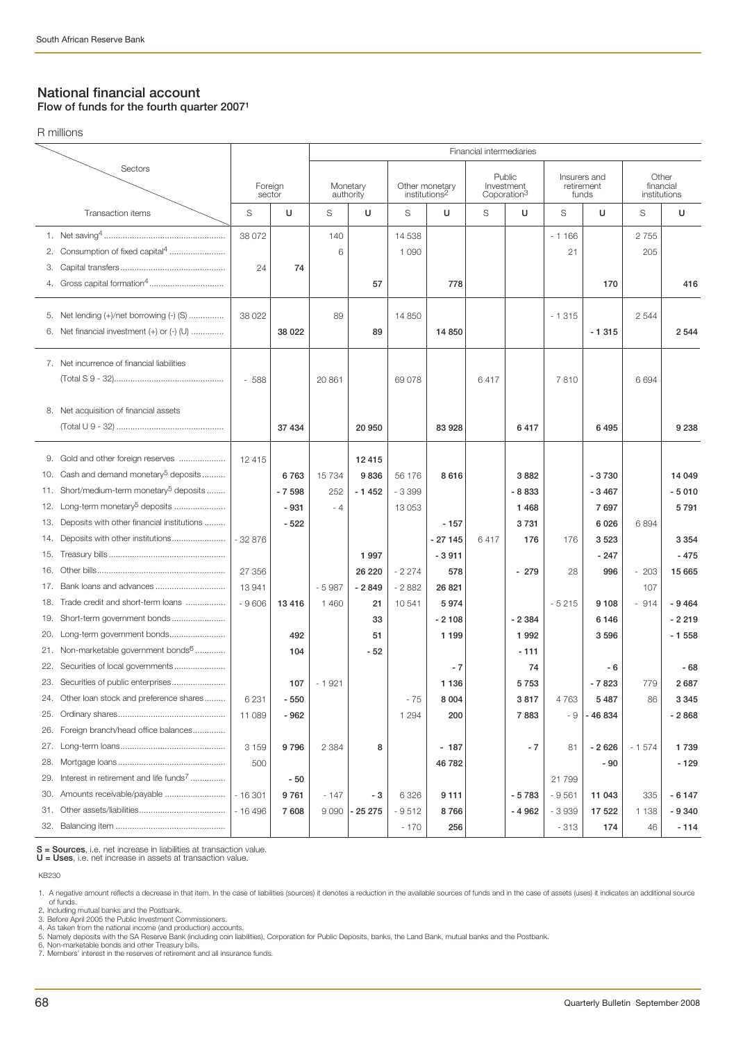## National financial account

**Flow of funds for the fourth quarter 2007[1]**

R millions

| Sectors / Transaction items | Foreign sector | | Financial intermediaries: Monetary authority | | Other monetary institutions[2] | | Public Investment Coporation[3] | | Insurers and retirement funds | | Other financial institutions | |
|---|---|---|---|---|---|---|---|---|---|---|---|---|
| | S | U | S | U | S | U | S | U | S | U | S | U |
| 1. Net saving[4] | 38 072 | | 140 | | 14 538 | | | | - 1 166 | | 2 755 | |
| 2. Consumption of fixed capital[4] | | | 6 | | 1 090 | | | | 21 | | 205 | |
| 3. Capital transfers | 24 | **74** | | | | | | | | | | |
| 4. Gross capital formation[4] | | | | **57** | | **778** | | | | **170** | | **416** |
| 5. Net lending (+)/net borrowing (-) (S) | 38 022 | | 89 | | 14 850 | | | | - 1 315 | | 2 544 | |
| 6. Net financial investment (+) or (-) (U) | | **38 022** | | **89** | | **14 850** | | | | **- 1 315** | | **2 544** |
| 7. Net incurrence of financial liabilities (Total S 9 - 32) | - 588 | | 20 861 | | 69 078 | | 6 417 | | 7 810 | | 6 694 | |
| 8. Net acquisition of financial assets (Total U 9 - 32) | | **37 434** | | **20 950** | | **83 928** | | **6 417** | | **6 495** | | **9 238** |
| 9. Gold and other foreign reserves | 12 415 | | | **12 415** | | | | | | | | |
| 10. Cash and demand monetary[5] deposits | | **6 763** | 15 734 | **9 836** | 56 176 | **8 616** | | **3 882** | | **- 3 730** | | **14 049** |
| 11. Short/medium-term monetary[5] deposits | | **- 7 598** | 252 | **- 1 452** | - 3 399 | | | **- 8 833** | | **- 3 467** | | **- 5 010** |
| 12. Long-term monetary[5] deposits | | **- 931** | - 4 | | 13 053 | | | **1 468** | | **7 697** | | **5 791** |
| 13. Deposits with other financial institutions | | **- 522** | | | | **- 157** | | **3 731** | | **6 026** | 6 894 | |
| 14. Deposits with other institutions | - 32 876 | | | | | **- 27 145** | 6 417 | **176** | 176 | **3 523** | | **3 354** |
| 15. Treasury bills | | | | **1 997** | | **- 3 911** | | | | **- 247** | | **- 475** |
| 16. Other bills | 27 356 | | | **26 220** | - 2 274 | **578** | | **- 279** | 28 | **996** | - 203 | **15 665** |
| 17. Bank loans and advances | 13 941 | | - 5 987 | **- 2 849** | - 2 882 | **26 821** | | | | | 107 | |
| 18. Trade credit and short-term loans | - 9 606 | **13 416** | 1 460 | **21** | 10 541 | **5 974** | | | - 5 215 | **9 108** | - 914 | **- 9 464** |
| 19. Short-term government bonds | | | | **33** | | **- 2 108** | | **- 2 384** | | **6 146** | | **- 2 219** |
| 20. Long-term government bonds | | **492** | | **51** | | **1 199** | | **1 992** | | **3 596** | | **- 1 558** |
| 21. Non-marketable government bonds[6] | | **104** | | **- 52** | | | | **- 111** | | | | |
| 22. Securities of local governments | | | | | | **- 7** | | **74** | | **- 6** | | **- 68** |
| 23. Securities of public enterprises | | **107** | - 1 921 | | | **1 136** | | **5 753** | | **- 7 823** | 779 | **2 687** |
| 24. Other loan stock and preference shares | 6 231 | **- 550** | | | - 75 | **8 004** | | **3 817** | 4 763 | **5 487** | 86 | **3 345** |
| 25. Ordinary shares | 11 089 | **- 962** | | | 1 294 | **200** | | **7 883** | - 9 | **- 46 834** | | **- 2 868** |
| 26. Foreign branch/head office balances | | | | | | | | | | | | |
| 27. Long-term loans | 3 159 | **9 796** | 2 384 | **8** | | **- 187** | | **- 7** | 81 | **- 2 626** | - 1 574 | **1 739** |
| 28. Mortgage loans | 500 | | | | | **46 782** | | | | **- 90** | | **- 129** |
| 29. Interest in retirement and life funds[7] | | **- 50** | | | | | | | 21 799 | | | |
| 30. Amounts receivable/payable | - 16 301 | **9 761** | - 147 | **- 3** | 6 326 | **9 111** | | **- 5 783** | - 9 561 | **11 043** | 335 | **- 6 147** |
| 31. Other assets/liabilities | - 16 496 | **7 608** | 9 090 | **- 25 275** | - 9 512 | **8 766** | | **- 4 962** | - 3 939 | **17 522** | 1 138 | **- 9 340** |
| 32. Balancing item | | | | | - 170 | **256** | | | - 313 | **174** | 46 | **- 114** |

**S = Sources**, i.e. net increase in liabilities at transaction value.
**U = Uses**, i.e. net increase in assets at transaction value.

KB230

1. A negative amount reflects a decrease in that item. In the case of liabilities (sources) it denotes a reduction in the available sources of funds and in the case of assets (uses) it indicates an additional source of funds.
2. Including mutual banks and the Postbank.
3. Before April 2005 the Public Investment Commissioners.
4. As taken from the national income (and production) accounts.
5. Namely deposits with the SA Reserve Bank (including coin liabilities), Corporation for Public Deposits, banks, the Land Bank, mutual banks and the Postbank.
6. Non-marketable bonds and other Treasury bills.
7. Members' interest in the reserves of retirement and all insurance funds.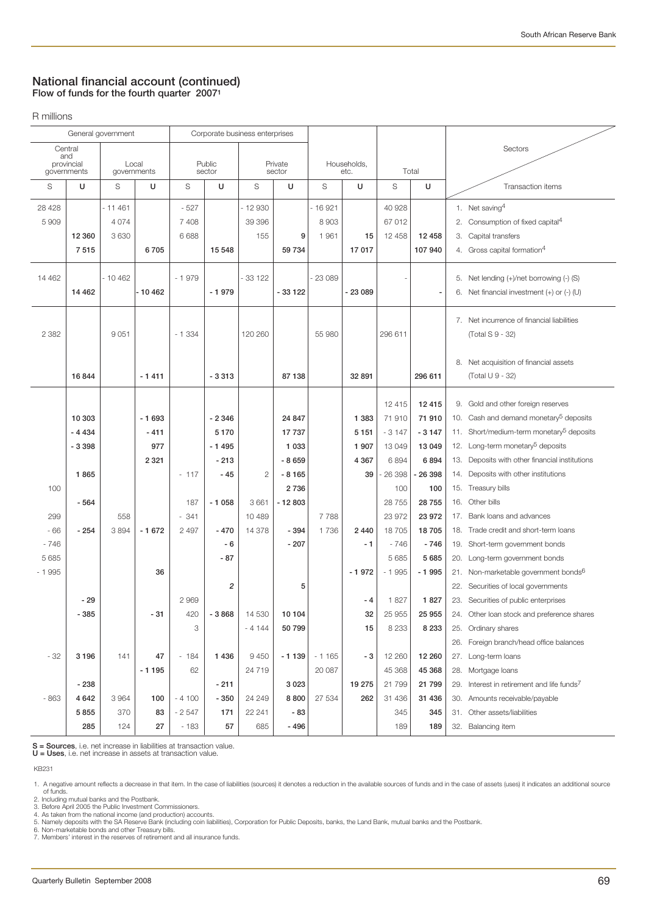## National financial account (continued)

**Flow of funds for the fourth quarter 2007[1]**

R millions

| General government | | | | Corporate business enterprises | | | | | | | | Sectors |
|---|---|---|---|---|---|---|---|---|---|---|---|---|
| Central and provincial governments | | Local governments | | Public sector | | Private sector | | Households, etc. | | Total | | |
| S | U | S | U | S | U | S | U | S | U | S | U | Transaction items |
| 28 428 | | - 11 461 | | - 527 | | - 12 930 | | - 16 921 | | 40 928 | | 1. Net saving[4] |
| 5 909 | | 4 074 | | 7 408 | | 39 396 | | 8 903 | | 67 012 | | 2. Consumption of fixed capital[4] |
| | 12 360 | 3 630 | | 6 688 | | 155 | 9 | 1 961 | 15 | 12 458 | 12 458 | 3. Capital transfers |
| | 7 515 | | 6 705 | | 15 548 | | 59 734 | | 17 017 | | 107 940 | 4. Gross capital formation[4] |
| 14 462 | | - 10 462 | | - 1 979 | | - 33 122 | | - 23 089 | | - | | 5. Net lending (+)/net borrowing (-) (S) |
| | 14 462 | | - 10 462 | | - 1 979 | | - 33 122 | | - 23 089 | | - | 6. Net financial investment (+) or (-) (U) |
| 2 382 | | 9 051 | | - 1 334 | | 120 260 | | 55 980 | | 296 611 | | 7. Net incurrence of financial liabilities (Total S 9 - 32) |
| | 16 844 | | - 1 411 | | - 3 313 | | 87 138 | | 32 891 | | 296 611 | 8. Net acquisition of financial assets (Total U 9 - 32) |
| | | | | | | | | | | 12 415 | 12 415 | 9. Gold and other foreign reserves |
| | 10 303 | | - 1 693 | | - 2 346 | | 24 847 | | 1 383 | 71 910 | 71 910 | 10. Cash and demand monetary[5] deposits |
| | - 4 434 | | - 411 | | 5 170 | | 17 737 | | 5 151 | - 3 147 | - 3 147 | 11. Short/medium-term monetary[5] deposits |
| | - 3 398 | | 977 | | - 1 495 | | 1 033 | | 1 907 | 13 049 | 13 049 | 12. Long-term monetary[5] deposits |
| | | | 2 321 | | - 213 | | - 8 659 | | 4 367 | 6 894 | 6 894 | 13. Deposits with other financial institutions |
| | 1 865 | | | - 117 | - 45 | 2 | - 8 165 | | 39 | - 26 398 | - 26 398 | 14. Deposits with other institutions |
| 100 | | | | | | | 2 736 | | | 100 | 100 | 15. Treasury bills |
| | - 564 | | | 187 | - 1 058 | 3 661 | - 12 803 | | | 28 755 | 28 755 | 16. Other bills |
| 299 | | 558 | | - 341 | | 10 489 | | 7 788 | | 23 972 | 23 972 | 17. Bank loans and advances |
| - 66 | - 254 | 3 894 | - 1 672 | 2 497 | - 470 | 14 378 | - 394 | 1 736 | 2 440 | 18 705 | 18 705 | 18. Trade credit and short-term loans |
| - 746 | | | | | - 6 | | - 207 | | - 1 | - 746 | - 746 | 19. Short-term government bonds |
| 5 685 | | | | | - 87 | | | | | 5 685 | 5 685 | 20. Long-term government bonds |
| - 1 995 | | | 36 | | | | | | - 1 972 | - 1 995 | - 1 995 | 21. Non-marketable government bonds[6] |
| | | | | | 2 | | 5 | | | | | 22. Securities of local governments |
| | - 29 | | | 2 969 | | | | | - 4 | 1 827 | 1 827 | 23. Securities of public enterprises |
| | - 385 | | - 31 | 420 | - 3 868 | 14 530 | 10 104 | | 32 | 25 955 | 25 955 | 24. Other loan stock and preference shares |
| | | | | 3 | | - 4 144 | 50 799 | | 15 | 8 233 | 8 233 | 25. Ordinary shares |
| | | | | | | | | | | | | 26. Foreign branch/head office balances |
| - 32 | 3 196 | 141 | 47 | - 184 | 1 436 | 9 450 | - 1 139 | - 1 165 | - 3 | 12 260 | 12 260 | 27. Long-term loans |
| | | | - 1 195 | 62 | | 24 719 | | 20 087 | | 45 368 | 45 368 | 28. Mortgage loans |
| | - 238 | | | | - 211 | | 3 023 | | 19 275 | 21 799 | 21 799 | 29. Interest in retirement and life funds[7] |
| - 863 | 4 642 | 3 964 | 100 | - 4 100 | - 350 | 24 249 | 8 800 | 27 534 | 262 | 31 436 | 31 436 | 30. Amounts receivable/payable |
| | 5 855 | 370 | 83 | - 2 547 | 171 | 22 241 | - 83 | | | 345 | 345 | 31. Other assets/liabilities |
| | 285 | 124 | 27 | - 183 | 57 | 685 | - 496 | | | 189 | 189 | 32. Balancing item |

**S = Sources**, i.e. net increase in liabilities at transaction value.
**U = Uses**, i.e. net increase in assets at transaction value.

KB231

1. A negative amount reflects a decrease in that item. In the case of liabilities (sources) it denotes a reduction in the available sources of funds and in the case of assets (uses) it indicates an additional source of funds.
2. Including mutual banks and the Postbank.
3. Before April 2005 the Public Investment Commissioners.
4. As taken from the national income (and production) accounts.
5. Namely deposits with the SA Reserve Bank (including coin liabilities), Corporation for Public Deposits, banks, the Land Bank, mutual banks and the Postbank.
6. Non-marketable bonds and other Treasury bills.
7. Members' interest in the reserves of retirement and all insurance funds.